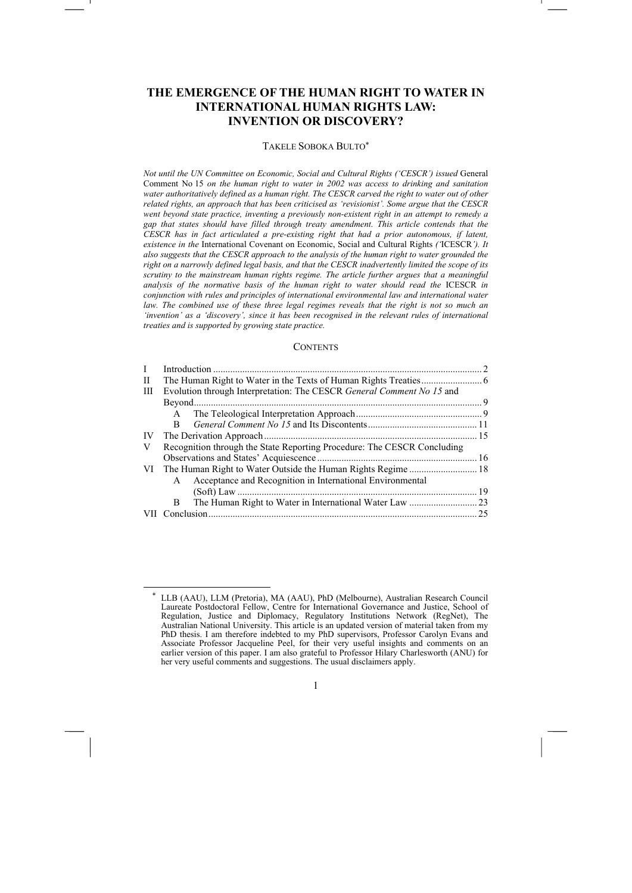# THE EMERGENCE OF THE HUMAN RIGHT TO WATER IN INTERNATIONAL HUMAN RIGHTS LAW: INVENTION OR DISCOVERY?

TAKELE SOBOKA BULTO*

*Not until the UN Committee on Economic, Social and Cultural Rights ('CESCR') issued* General Comment No 15 *on the human right to water in 2002 was access to drinking and sanitation water authoritatively defined as a human right. The CESCR carved the right to water out of other related rights, an approach that has been criticised as 'revisionist'. Some argue that the CESCR went beyond state practice, inventing a previously non-existent right in an attempt to remedy a gap that states should have filled through treaty amendment. This article contends that the CESCR has in fact articulated a pre-existing right that had a prior autonomous, if latent, existence in the* International Covenant on Economic, Social and Cultural Rights *('*ICESCR*'). It also suggests that the CESCR approach to the analysis of the human right to water grounded the right on a narrowly defined legal basis, and that the CESCR inadvertently limited the scope of its scrutiny to the mainstream human rights regime. The article further argues that a meaningful analysis of the normative basis of the human right to water should read the* ICESCR *in conjunction with rules and principles of international environmental law and international water law. The combined use of these three legal regimes reveals that the right is not so much an 'invention' as a 'discovery', since it has been recognised in the relevant rules of international treaties and is supported by growing state practice.*

## CONTENTS

| | | |
|---|---|---|
| I | Introduction | 2 |
| II | The Human Right to Water in the Texts of Human Rights Treaties | 6 |
| III | Evolution through Interpretation: The CESCR *General Comment No 15* and Beyond | 9 |
| | A The Teleological Interpretation Approach | 9 |
| | B *General Comment No 15* and Its Discontents | 11 |
| IV | The Derivation Approach | 15 |
| V | Recognition through the State Reporting Procedure: The CESCR Concluding Observations and States' Acquiescence | 16 |
| VI | The Human Right to Water Outside the Human Rights Regime | 18 |
| | A Acceptance and Recognition in International Environmental (Soft) Law | 19 |
| | B The Human Right to Water in International Water Law | 23 |
| VII | Conclusion | 25 |

---

* LLB (AAU), LLM (Pretoria), MA (AAU), PhD (Melbourne), Australian Research Council Laureate Postdoctoral Fellow, Centre for International Governance and Justice, School of Regulation, Justice and Diplomacy, Regulatory Institutions Network (RegNet), The Australian National University. This article is an updated version of material taken from my PhD thesis. I am therefore indebted to my PhD supervisors, Professor Carolyn Evans and Associate Professor Jacqueline Peel, for their very useful insights and comments on an earlier version of this paper. I am also grateful to Professor Hilary Charlesworth (ANU) for her very useful comments and suggestions. The usual disclaimers apply.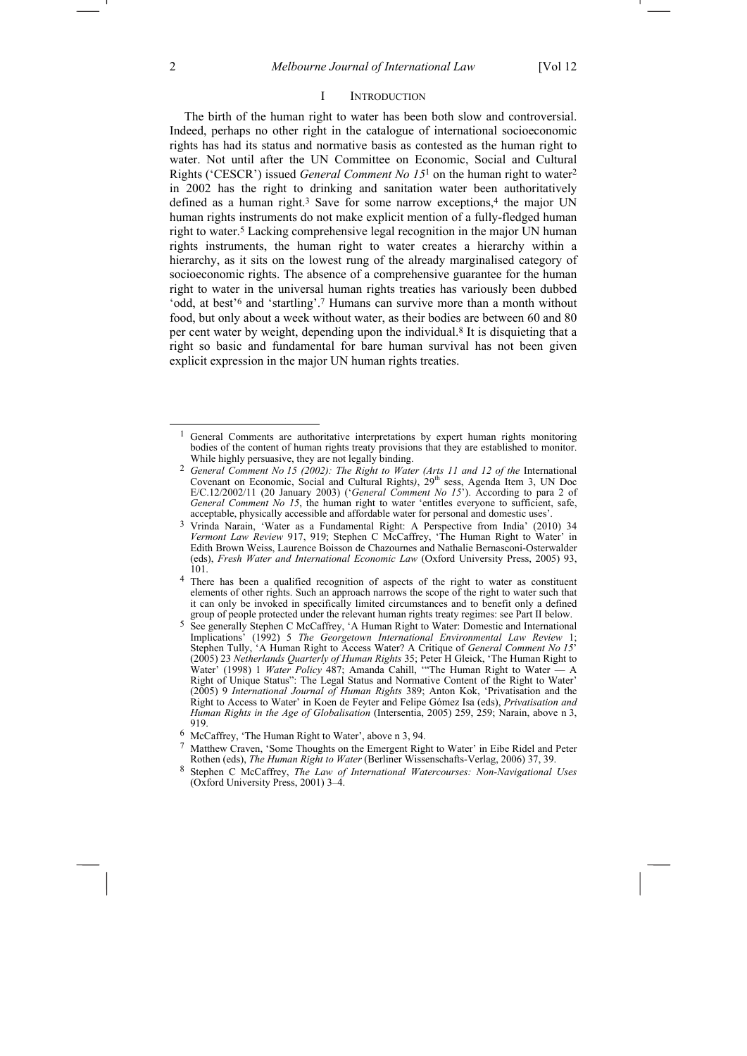## I INTRODUCTION

The birth of the human right to water has been both slow and controversial. Indeed, perhaps no other right in the catalogue of international socioeconomic rights has had its status and normative basis as contested as the human right to water. Not until after the UN Committee on Economic, Social and Cultural Rights ('CESCR') issued *General Comment No 15*[1] on the human right to water[2] in 2002 has the right to drinking and sanitation water been authoritatively defined as a human right.[3] Save for some narrow exceptions,[4] the major UN human rights instruments do not make explicit mention of a fully-fledged human right to water.[5] Lacking comprehensive legal recognition in the major UN human rights instruments, the human right to water creates a hierarchy within a hierarchy, as it sits on the lowest rung of the already marginalised category of socioeconomic rights. The absence of a comprehensive guarantee for the human right to water in the universal human rights treaties has variously been dubbed 'odd, at best'[6] and 'startling'.[7] Humans can survive more than a month without food, but only about a week without water, as their bodies are between 60 and 80 per cent water by weight, depending upon the individual.[8] It is disquieting that a right so basic and fundamental for bare human survival has not been given explicit expression in the major UN human rights treaties.

---

[1] General Comments are authoritative interpretations by expert human rights monitoring bodies of the content of human rights treaty provisions that they are established to monitor. While highly persuasive, they are not legally binding.

[2] *General Comment No 15 (2002): The Right to Water (Arts 11 and 12 of the* International Covenant on Economic, Social and Cultural Rights*)*, 29th sess, Agenda Item 3, UN Doc E/C.12/2002/11 (20 January 2003) ('*General Comment No 15*'). According to para 2 of *General Comment No 15*, the human right to water 'entitles everyone to sufficient, safe, acceptable, physically accessible and affordable water for personal and domestic uses'.

[3] Vrinda Narain, 'Water as a Fundamental Right: A Perspective from India' (2010) 34 *Vermont Law Review* 917, 919; Stephen C McCaffrey, 'The Human Right to Water' in Edith Brown Weiss, Laurence Boisson de Chazournes and Nathalie Bernasconi-Osterwalder (eds), *Fresh Water and International Economic Law* (Oxford University Press, 2005) 93, 101.

[4] There has been a qualified recognition of aspects of the right to water as constituent elements of other rights. Such an approach narrows the scope of the right to water such that it can only be invoked in specifically limited circumstances and to benefit only a defined group of people protected under the relevant human rights treaty regimes: see Part II below.

[5] See generally Stephen C McCaffrey, 'A Human Right to Water: Domestic and International Implications' (1992) 5 *The Georgetown International Environmental Law Review* 1; Stephen Tully, 'A Human Right to Access Water? A Critique of *General Comment No 15*' (2005) 23 *Netherlands Quarterly of Human Rights* 35; Peter H Gleick, 'The Human Right to Water' (1998) 1 *Water Policy* 487; Amanda Cahill, '"The Human Right to Water — A Right of Unique Status": The Legal Status and Normative Content of the Right to Water' (2005) 9 *International Journal of Human Rights* 389; Anton Kok, 'Privatisation and the Right to Access to Water' in Koen de Feyter and Felipe Gómez Isa (eds), *Privatisation and Human Rights in the Age of Globalisation* (Intersentia, 2005) 259, 259; Narain, above n 3, 919.

[6] McCaffrey, 'The Human Right to Water', above n 3, 94.

[7] Matthew Craven, 'Some Thoughts on the Emergent Right to Water' in Eibe Ridel and Peter Rothen (eds), *The Human Right to Water* (Berliner Wissenschafts-Verlag, 2006) 37, 39.

[8] Stephen C McCaffrey, *The Law of International Watercourses: Non-Navigational Uses* (Oxford University Press, 2001) 3–4.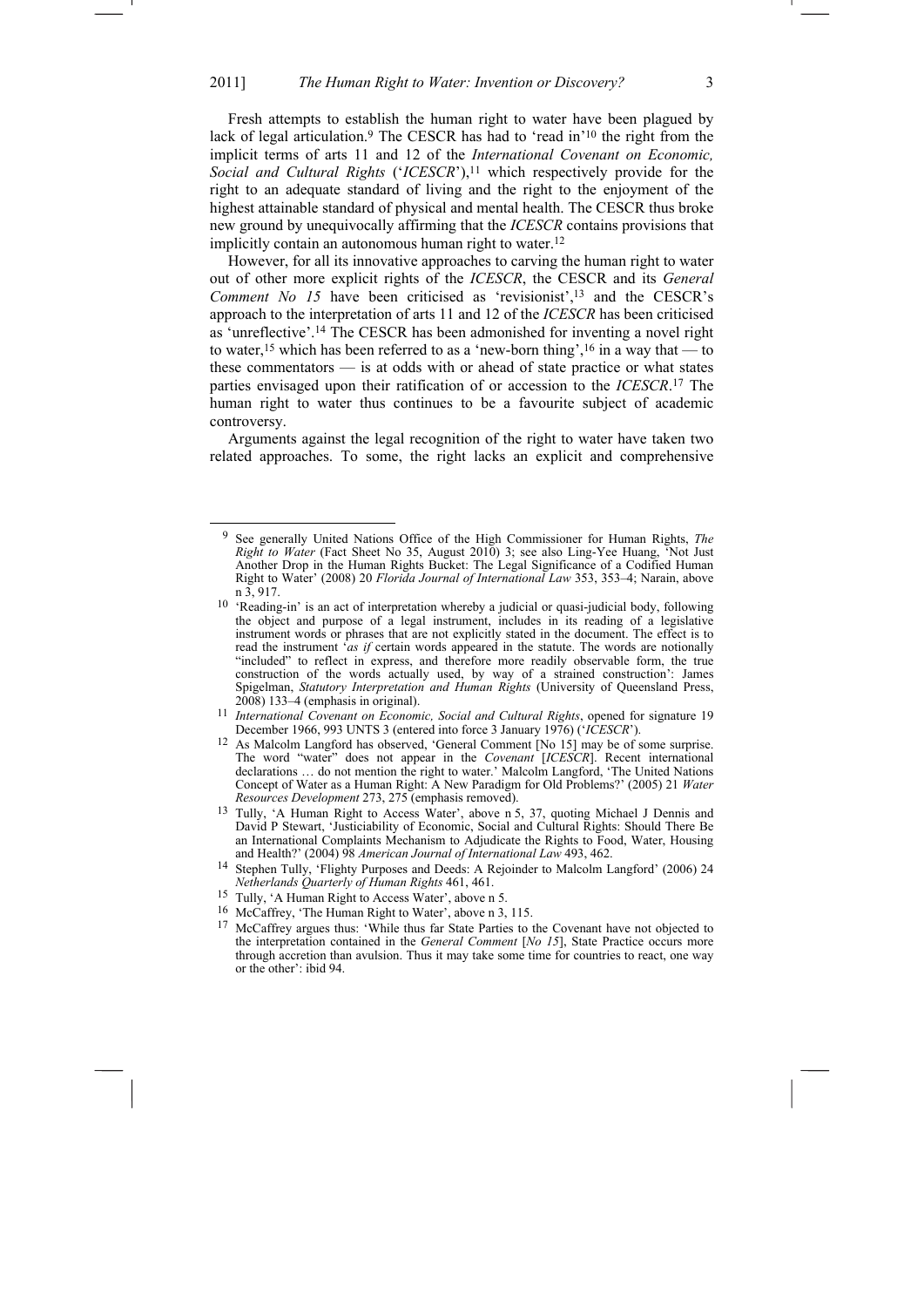Fresh attempts to establish the human right to water have been plagued by lack of legal articulation.[9] The CESCR has had to 'read in'[10] the right from the implicit terms of arts 11 and 12 of the *International Covenant on Economic, Social and Cultural Rights* ('*ICESCR*'),[11] which respectively provide for the right to an adequate standard of living and the right to the enjoyment of the highest attainable standard of physical and mental health. The CESCR thus broke new ground by unequivocally affirming that the *ICESCR* contains provisions that implicitly contain an autonomous human right to water.[12]

However, for all its innovative approaches to carving the human right to water out of other more explicit rights of the *ICESCR*, the CESCR and its *General Comment No 15* have been criticised as 'revisionist',[13] and the CESCR's approach to the interpretation of arts 11 and 12 of the *ICESCR* has been criticised as 'unreflective'.[14] The CESCR has been admonished for inventing a novel right to water,[15] which has been referred to as a 'new-born thing',[16] in a way that — to these commentators — is at odds with or ahead of state practice or what states parties envisaged upon their ratification of or accession to the *ICESCR*.[17] The human right to water thus continues to be a favourite subject of academic controversy.

Arguments against the legal recognition of the right to water have taken two related approaches. To some, the right lacks an explicit and comprehensive

---

[9] See generally United Nations Office of the High Commissioner for Human Rights, *The Right to Water* (Fact Sheet No 35, August 2010) 3; see also Ling-Yee Huang, 'Not Just Another Drop in the Human Rights Bucket: The Legal Significance of a Codified Human Right to Water' (2008) 20 *Florida Journal of International Law* 353, 353–4; Narain, above n 3, 917.

[10] 'Reading-in' is an act of interpretation whereby a judicial or quasi-judicial body, following the object and purpose of a legal instrument, includes in its reading of a legislative instrument words or phrases that are not explicitly stated in the document. The effect is to read the instrument '*as if* certain words appeared in the statute. The words are notionally "included" to reflect in express, and therefore more readily observable form, the true construction of the words actually used, by way of a strained construction': James Spigelman, *Statutory Interpretation and Human Rights* (University of Queensland Press, 2008) 133–4 (emphasis in original).

[11] *International Covenant on Economic, Social and Cultural Rights*, opened for signature 19 December 1966, 993 UNTS 3 (entered into force 3 January 1976) ('*ICESCR*').

[12] As Malcolm Langford has observed, 'General Comment [No 15] may be of some surprise. The word "water" does not appear in the *Covenant* [*ICESCR*]. Recent international declarations … do not mention the right to water.' Malcolm Langford, 'The United Nations Concept of Water as a Human Right: A New Paradigm for Old Problems?' (2005) 21 *Water Resources Development* 273, 275 (emphasis removed).

[13] Tully, 'A Human Right to Access Water', above n 5, 37, quoting Michael J Dennis and David P Stewart, 'Justiciability of Economic, Social and Cultural Rights: Should There Be an International Complaints Mechanism to Adjudicate the Rights to Food, Water, Housing and Health?' (2004) 98 *American Journal of International Law* 493, 462.

[14] Stephen Tully, 'Flighty Purposes and Deeds: A Rejoinder to Malcolm Langford' (2006) 24 *Netherlands Quarterly of Human Rights* 461, 461.

[15] Tully, 'A Human Right to Access Water', above n 5.

[16] McCaffrey, 'The Human Right to Water', above n 3, 115.

[17] McCaffrey argues thus: 'While thus far State Parties to the Covenant have not objected to the interpretation contained in the *General Comment* [*No 15*], State Practice occurs more through accretion than avulsion. Thus it may take some time for countries to react, one way or the other': ibid 94.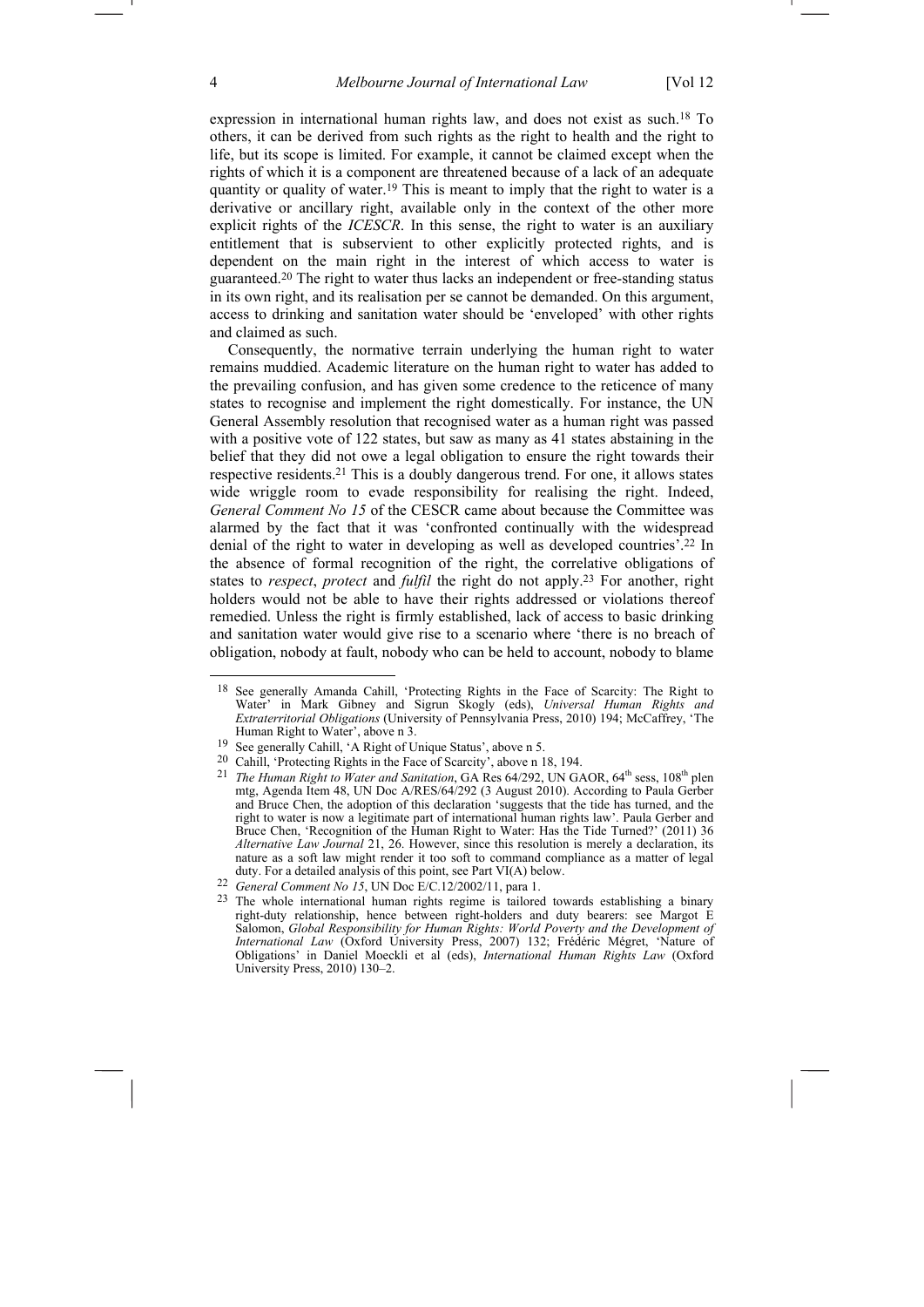expression in international human rights law, and does not exist as such.[18] To others, it can be derived from such rights as the right to health and the right to life, but its scope is limited. For example, it cannot be claimed except when the rights of which it is a component are threatened because of a lack of an adequate quantity or quality of water.[19] This is meant to imply that the right to water is a derivative or ancillary right, available only in the context of the other more explicit rights of the *ICESCR*. In this sense, the right to water is an auxiliary entitlement that is subservient to other explicitly protected rights, and is dependent on the main right in the interest of which access to water is guaranteed.[20] The right to water thus lacks an independent or free-standing status in its own right, and its realisation per se cannot be demanded. On this argument, access to drinking and sanitation water should be 'enveloped' with other rights and claimed as such.

Consequently, the normative terrain underlying the human right to water remains muddied. Academic literature on the human right to water has added to the prevailing confusion, and has given some credence to the reticence of many states to recognise and implement the right domestically. For instance, the UN General Assembly resolution that recognised water as a human right was passed with a positive vote of 122 states, but saw as many as 41 states abstaining in the belief that they did not owe a legal obligation to ensure the right towards their respective residents.[21] This is a doubly dangerous trend. For one, it allows states wide wriggle room to evade responsibility for realising the right. Indeed, *General Comment No 15* of the CESCR came about because the Committee was alarmed by the fact that it was 'confronted continually with the widespread denial of the right to water in developing as well as developed countries'.[22] In the absence of formal recognition of the right, the correlative obligations of states to *respect*, *protect* and *fulfil* the right do not apply.[23] For another, right holders would not be able to have their rights addressed or violations thereof remedied. Unless the right is firmly established, lack of access to basic drinking and sanitation water would give rise to a scenario where 'there is no breach of obligation, nobody at fault, nobody who can be held to account, nobody to blame

---

[18] See generally Amanda Cahill, 'Protecting Rights in the Face of Scarcity: The Right to Water' in Mark Gibney and Sigrun Skogly (eds), *Universal Human Rights and Extraterritorial Obligations* (University of Pennsylvania Press, 2010) 194; McCaffrey, 'The Human Right to Water', above n 3.

[19] See generally Cahill, 'A Right of Unique Status', above n 5.

[20] Cahill, 'Protecting Rights in the Face of Scarcity', above n 18, 194.

[21] *The Human Right to Water and Sanitation*, GA Res 64/292, UN GAOR, 64th sess, 108th plen mtg, Agenda Item 48, UN Doc A/RES/64/292 (3 August 2010). According to Paula Gerber and Bruce Chen, the adoption of this declaration 'suggests that the tide has turned, and the right to water is now a legitimate part of international human rights law'. Paula Gerber and Bruce Chen, 'Recognition of the Human Right to Water: Has the Tide Turned?' (2011) 36 *Alternative Law Journal* 21, 26. However, since this resolution is merely a declaration, its nature as a soft law might render it too soft to command compliance as a matter of legal duty. For a detailed analysis of this point, see Part VI(A) below.

[22] *General Comment No 15*, UN Doc E/C.12/2002/11, para 1.

[23] The whole international human rights regime is tailored towards establishing a binary right-duty relationship, hence between right-holders and duty bearers: see Margot E Salomon, *Global Responsibility for Human Rights: World Poverty and the Development of International Law* (Oxford University Press, 2007) 132; Frédéric Mégret, 'Nature of Obligations' in Daniel Moeckli et al (eds), *International Human Rights Law* (Oxford University Press, 2010) 130–2.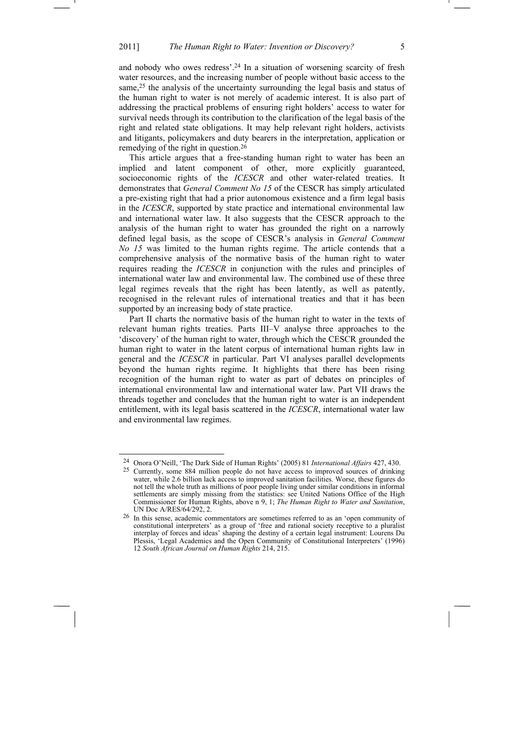and nobody who owes redress'.[24] In a situation of worsening scarcity of fresh water resources, and the increasing number of people without basic access to the same,[25] the analysis of the uncertainty surrounding the legal basis and status of the human right to water is not merely of academic interest. It is also part of addressing the practical problems of ensuring right holders' access to water for survival needs through its contribution to the clarification of the legal basis of the right and related state obligations. It may help relevant right holders, activists and litigants, policymakers and duty bearers in the interpretation, application or remedying of the right in question.[26]

This article argues that a free-standing human right to water has been an implied and latent component of other, more explicitly guaranteed, socioeconomic rights of the *ICESCR* and other water-related treaties. It demonstrates that *General Comment No 15* of the CESCR has simply articulated a pre-existing right that had a prior autonomous existence and a firm legal basis in the *ICESCR*, supported by state practice and international environmental law and international water law. It also suggests that the CESCR approach to the analysis of the human right to water has grounded the right on a narrowly defined legal basis, as the scope of CESCR's analysis in *General Comment No 15* was limited to the human rights regime. The article contends that a comprehensive analysis of the normative basis of the human right to water requires reading the *ICESCR* in conjunction with the rules and principles of international water law and environmental law. The combined use of these three legal regimes reveals that the right has been latently, as well as patently, recognised in the relevant rules of international treaties and that it has been supported by an increasing body of state practice.

Part II charts the normative basis of the human right to water in the texts of relevant human rights treaties. Parts III–V analyse three approaches to the 'discovery' of the human right to water, through which the CESCR grounded the human right to water in the latent corpus of international human rights law in general and the *ICESCR* in particular. Part VI analyses parallel developments beyond the human rights regime. It highlights that there has been rising recognition of the human right to water as part of debates on principles of international environmental law and international water law. Part VII draws the threads together and concludes that the human right to water is an independent entitlement, with its legal basis scattered in the *ICESCR*, international water law and environmental law regimes.

---

[24] Onora O'Neill, 'The Dark Side of Human Rights' (2005) 81 *International Affairs* 427, 430.

[25] Currently, some 884 million people do not have access to improved sources of drinking water, while 2.6 billion lack access to improved sanitation facilities. Worse, these figures do not tell the whole truth as millions of poor people living under similar conditions in informal settlements are simply missing from the statistics: see United Nations Office of the High Commissioner for Human Rights, above n 9, 1; *The Human Right to Water and Sanitation*, UN Doc A/RES/64/292, 2.

[26] In this sense, academic commentators are sometimes referred to as an 'open community of constitutional interpreters' as a group of 'free and rational society receptive to a pluralist interplay of forces and ideas' shaping the destiny of a certain legal instrument: Lourens Du Plessis, 'Legal Academics and the Open Community of Constitutional Interpreters' (1996) 12 *South African Journal on Human Rights* 214, 215.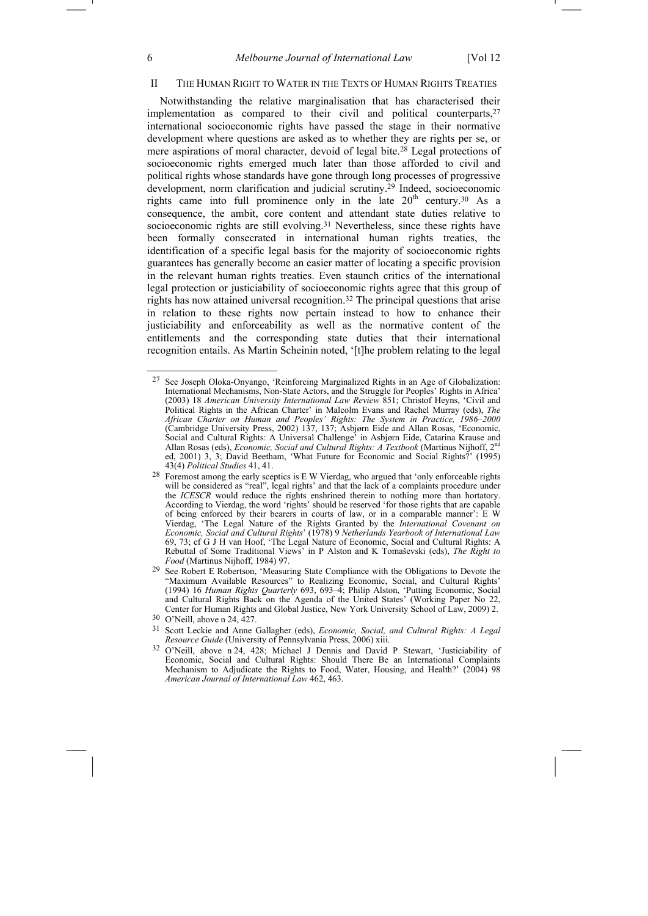## II THE HUMAN RIGHT TO WATER IN THE TEXTS OF HUMAN RIGHTS TREATIES

Notwithstanding the relative marginalisation that has characterised their implementation as compared to their civil and political counterparts,[27] international socioeconomic rights have passed the stage in their normative development where questions are asked as to whether they are rights per se, or mere aspirations of moral character, devoid of legal bite.[28] Legal protections of socioeconomic rights emerged much later than those afforded to civil and political rights whose standards have gone through long processes of progressive development, norm clarification and judicial scrutiny.[29] Indeed, socioeconomic rights came into full prominence only in the late 20th century.[30] As a consequence, the ambit, core content and attendant state duties relative to socioeconomic rights are still evolving.[31] Nevertheless, since these rights have been formally consecrated in international human rights treaties, the identification of a specific legal basis for the majority of socioeconomic rights guarantees has generally become an easier matter of locating a specific provision in the relevant human rights treaties. Even staunch critics of the international legal protection or justiciability of socioeconomic rights agree that this group of rights has now attained universal recognition.[32] The principal questions that arise in relation to these rights now pertain instead to how to enhance their justiciability and enforceability as well as the normative content of the entitlements and the corresponding state duties that their international recognition entails. As Martin Scheinin noted, '[t]he problem relating to the legal

---

[27] See Joseph Oloka-Onyango, 'Reinforcing Marginalized Rights in an Age of Globalization: International Mechanisms, Non-State Actors, and the Struggle for Peoples' Rights in Africa' (2003) 18 *American University International Law Review* 851; Christof Heyns, 'Civil and Political Rights in the African Charter' in Malcolm Evans and Rachel Murray (eds), *The African Charter on Human and Peoples' Rights: The System in Practice, 1986–2000* (Cambridge University Press, 2002) 137, 137; Asbjørn Eide and Allan Rosas, 'Economic, Social and Cultural Rights: A Universal Challenge' in Asbjørn Eide, Catarina Krause and Allan Rosas (eds), *Economic, Social and Cultural Rights: A Textbook* (Martinus Nijhoff, 2nd ed, 2001) 3, 3; David Beetham, 'What Future for Economic and Social Rights?' (1995) 43(4) *Political Studies* 41, 41.

[28] Foremost among the early sceptics is E W Vierdag, who argued that 'only enforceable rights will be considered as "real", legal rights' and that the lack of a complaints procedure under the *ICESCR* would reduce the rights enshrined therein to nothing more than hortatory. According to Vierdag, the word 'rights' should be reserved 'for those rights that are capable of being enforced by their bearers in courts of law, or in a comparable manner': E W Vierdag, 'The Legal Nature of the Rights Granted by the *International Covenant on Economic, Social and Cultural Rights*' (1978) 9 *Netherlands Yearbook of International Law* 69, 73; cf G J H van Hoof, 'The Legal Nature of Economic, Social and Cultural Rights: A Rebuttal of Some Traditional Views' in P Alston and K Tomaševski (eds), *The Right to Food* (Martinus Nijhoff, 1984) 97.

[29] See Robert E Robertson, 'Measuring State Compliance with the Obligations to Devote the "Maximum Available Resources" to Realizing Economic, Social, and Cultural Rights' (1994) 16 *Human Rights Quarterly* 693, 693–4; Philip Alston, 'Putting Economic, Social and Cultural Rights Back on the Agenda of the United States' (Working Paper No 22, Center for Human Rights and Global Justice, New York University School of Law, 2009) 2.

[30] O'Neill, above n 24, 427.

[31] Scott Leckie and Anne Gallagher (eds), *Economic, Social, and Cultural Rights: A Legal Resource Guide* (University of Pennsylvania Press, 2006) xiii.

[32] O'Neill, above n 24, 428; Michael J Dennis and David P Stewart, 'Justiciability of Economic, Social and Cultural Rights: Should There Be an International Complaints Mechanism to Adjudicate the Rights to Food, Water, Housing, and Health?' (2004) 98 *American Journal of International Law* 462, 463.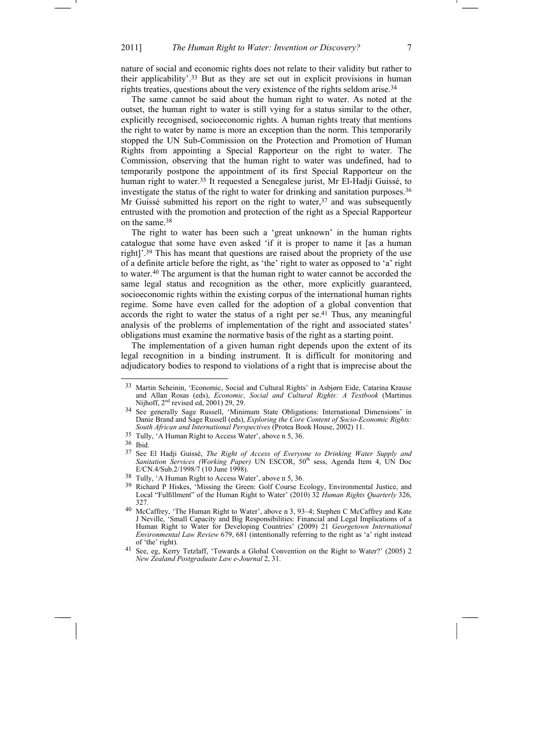nature of social and economic rights does not relate to their validity but rather to their applicability'.[33] But as they are set out in explicit provisions in human rights treaties, questions about the very existence of the rights seldom arise.[34]

The same cannot be said about the human right to water. As noted at the outset, the human right to water is still vying for a status similar to the other, explicitly recognised, socioeconomic rights. A human rights treaty that mentions the right to water by name is more an exception than the norm. This temporarily stopped the UN Sub-Commission on the Protection and Promotion of Human Rights from appointing a Special Rapporteur on the right to water. The Commission, observing that the human right to water was undefined, had to temporarily postpone the appointment of its first Special Rapporteur on the human right to water.[35] It requested a Senegalese jurist, Mr El-Hadji Guissé, to investigate the status of the right to water for drinking and sanitation purposes.[36] Mr Guissé submitted his report on the right to water,[37] and was subsequently entrusted with the promotion and protection of the right as a Special Rapporteur on the same.[38]

The right to water has been such a 'great unknown' in the human rights catalogue that some have even asked 'if it is proper to name it [as a human right]'.[39] This has meant that questions are raised about the propriety of the use of a definite article before the right, as 'the' right to water as opposed to 'a' right to water.[40] The argument is that the human right to water cannot be accorded the same legal status and recognition as the other, more explicitly guaranteed, socioeconomic rights within the existing corpus of the international human rights regime. Some have even called for the adoption of a global convention that accords the right to water the status of a right per se.[41] Thus, any meaningful analysis of the problems of implementation of the right and associated states' obligations must examine the normative basis of the right as a starting point.

The implementation of a given human right depends upon the extent of its legal recognition in a binding instrument. It is difficult for monitoring and adjudicatory bodies to respond to violations of a right that is imprecise about the

---

[33] Martin Scheinin, 'Economic, Social and Cultural Rights' in Asbjørn Eide, Catarina Krause and Allan Rosas (eds), *Economic, Social and Cultural Rights: A Textbook* (Martinus Nijhoff, 2nd revised ed, 2001) 29, 29.

[34] See generally Sage Russell, 'Minimum State Obligations: International Dimensions' in Danie Brand and Sage Russell (eds), *Exploring the Core Content of Socio-Economic Rights: South African and International Perspectives* (Protea Book House, 2002) 11.

[35] Tully, 'A Human Right to Access Water', above n 5, 36.

[36] Ibid.

[37] See El Hadji Guissé, *The Right of Access of Everyone to Drinking Water Supply and Sanitation Services (Working Paper)* UN ESCOR, 50th sess, Agenda Item 4, UN Doc E/CN.4/Sub.2/1998/7 (10 June 1998).

[38] Tully, 'A Human Right to Access Water', above n 5, 36.

[39] Richard P Hiskes, 'Missing the Green: Golf Course Ecology, Environmental Justice, and Local "Fulfillment" of the Human Right to Water' (2010) 32 *Human Rights Quarterly* 326, 327.

[40] McCaffrey, 'The Human Right to Water', above n 3, 93–4; Stephen C McCaffrey and Kate J Neville, 'Small Capacity and Big Responsibilities: Financial and Legal Implications of a Human Right to Water for Developing Countries' (2009) 21 *Georgetown International Environmental Law Review* 679, 681 (intentionally referring to the right as 'a' right instead of 'the' right).

[41] See, eg, Kerry Tetzlaff, 'Towards a Global Convention on the Right to Water?' (2005) 2 *New Zealand Postgraduate Law e-Journal* 2, 31.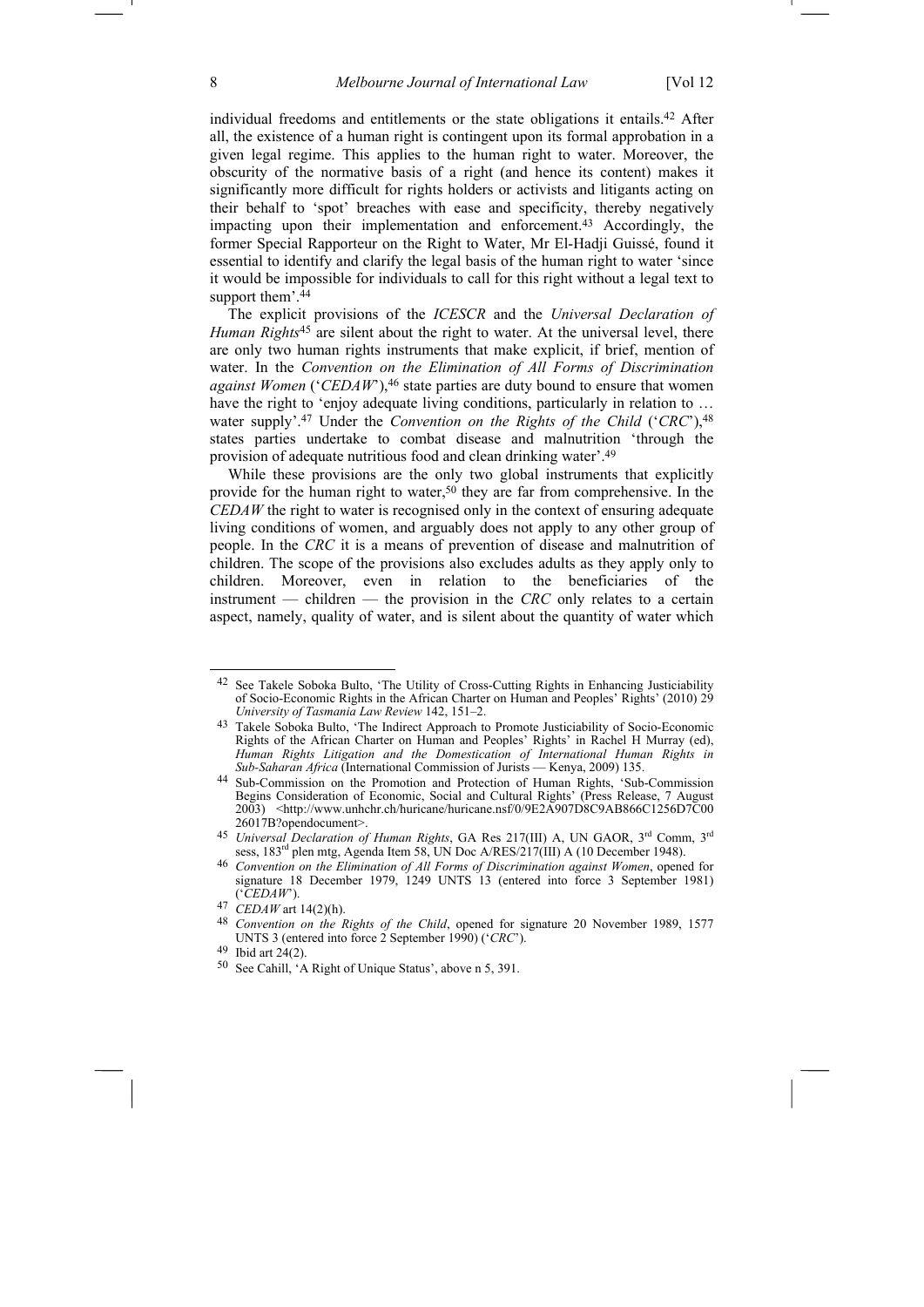individual freedoms and entitlements or the state obligations it entails.[42] After all, the existence of a human right is contingent upon its formal approbation in a given legal regime. This applies to the human right to water. Moreover, the obscurity of the normative basis of a right (and hence its content) makes it significantly more difficult for rights holders or activists and litigants acting on their behalf to 'spot' breaches with ease and specificity, thereby negatively impacting upon their implementation and enforcement.[43] Accordingly, the former Special Rapporteur on the Right to Water, Mr El-Hadji Guissé, found it essential to identify and clarify the legal basis of the human right to water 'since it would be impossible for individuals to call for this right without a legal text to support them'.[44]

The explicit provisions of the *ICESCR* and the *Universal Declaration of Human Rights*[45] are silent about the right to water. At the universal level, there are only two human rights instruments that make explicit, if brief, mention of water. In the *Convention on the Elimination of All Forms of Discrimination against Women* ('*CEDAW*'),[46] state parties are duty bound to ensure that women have the right to 'enjoy adequate living conditions, particularly in relation to … water supply'.[47] Under the *Convention on the Rights of the Child* ('*CRC*'),[48] states parties undertake to combat disease and malnutrition 'through the provision of adequate nutritious food and clean drinking water'.[49]

While these provisions are the only two global instruments that explicitly provide for the human right to water,[50] they are far from comprehensive. In the *CEDAW* the right to water is recognised only in the context of ensuring adequate living conditions of women, and arguably does not apply to any other group of people. In the *CRC* it is a means of prevention of disease and malnutrition of children. The scope of the provisions also excludes adults as they apply only to children. Moreover, even in relation to the beneficiaries of the instrument — children — the provision in the *CRC* only relates to a certain aspect, namely, quality of water, and is silent about the quantity of water which

---

[42] See Takele Soboka Bulto, 'The Utility of Cross-Cutting Rights in Enhancing Justiciability of Socio-Economic Rights in the African Charter on Human and Peoples' Rights' (2010) 29 *University of Tasmania Law Review* 142, 151–2.

[43] Takele Soboka Bulto, 'The Indirect Approach to Promote Justiciability of Socio-Economic Rights of the African Charter on Human and Peoples' Rights' in Rachel H Murray (ed), *Human Rights Litigation and the Domestication of International Human Rights in Sub-Saharan Africa* (International Commission of Jurists — Kenya, 2009) 135.

[44] Sub-Commission on the Promotion and Protection of Human Rights, 'Sub-Commission Begins Consideration of Economic, Social and Cultural Rights' (Press Release, 7 August 2003) <http://www.unhchr.ch/huricane/huricane.nsf/0/9E2A907D8C9AB866C1256D7C0026017B?opendocument>.

[45] *Universal Declaration of Human Rights*, GA Res 217(III) A, UN GAOR, 3rd Comm, 3rd sess, 183rd plen mtg, Agenda Item 58, UN Doc A/RES/217(III) A (10 December 1948).

[46] *Convention on the Elimination of All Forms of Discrimination against Women*, opened for signature 18 December 1979, 1249 UNTS 13 (entered into force 3 September 1981) ('*CEDAW*').

[47] *CEDAW* art 14(2)(h).

[48] *Convention on the Rights of the Child*, opened for signature 20 November 1989, 1577 UNTS 3 (entered into force 2 September 1990) ('*CRC*').

[49] Ibid art 24(2).

[50] See Cahill, 'A Right of Unique Status', above n 5, 391.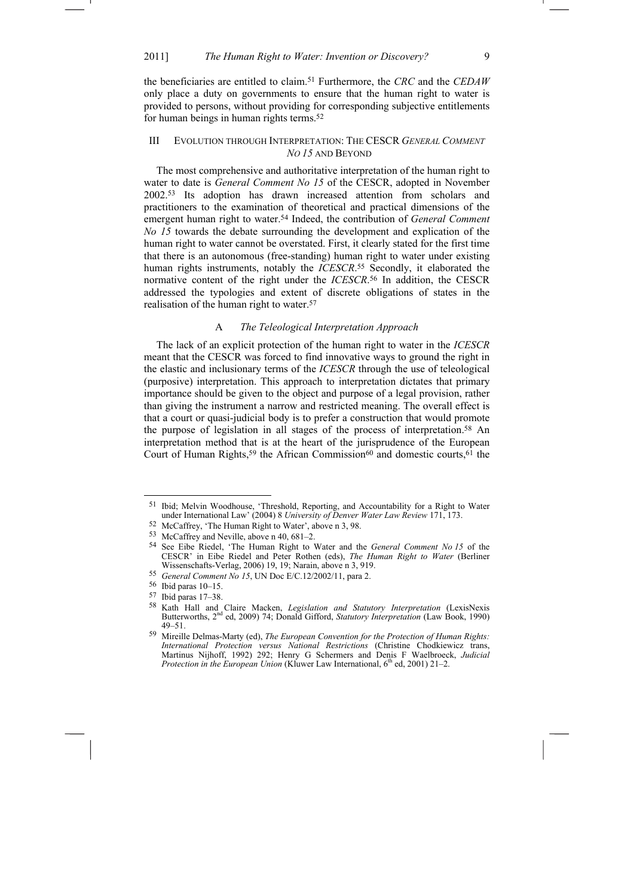the beneficiaries are entitled to claim.[51] Furthermore, the *CRC* and the *CEDAW* only place a duty on governments to ensure that the human right to water is provided to persons, without providing for corresponding subjective entitlements for human beings in human rights terms.[52]

## III EVOLUTION THROUGH INTERPRETATION: THE CESCR *GENERAL COMMENT NO 15* AND BEYOND

The most comprehensive and authoritative interpretation of the human right to water to date is *General Comment No 15* of the CESCR, adopted in November 2002.[53] Its adoption has drawn increased attention from scholars and practitioners to the examination of theoretical and practical dimensions of the emergent human right to water.[54] Indeed, the contribution of *General Comment No 15* towards the debate surrounding the development and explication of the human right to water cannot be overstated. First, it clearly stated for the first time that there is an autonomous (free-standing) human right to water under existing human rights instruments, notably the *ICESCR*.[55] Secondly, it elaborated the normative content of the right under the *ICESCR*.[56] In addition, the CESCR addressed the typologies and extent of discrete obligations of states in the realisation of the human right to water.[57]

### A *The Teleological Interpretation Approach*

The lack of an explicit protection of the human right to water in the *ICESCR* meant that the CESCR was forced to find innovative ways to ground the right in the elastic and inclusionary terms of the *ICESCR* through the use of teleological (purposive) interpretation. This approach to interpretation dictates that primary importance should be given to the object and purpose of a legal provision, rather than giving the instrument a narrow and restricted meaning. The overall effect is that a court or quasi-judicial body is to prefer a construction that would promote the purpose of legislation in all stages of the process of interpretation.[58] An interpretation method that is at the heart of the jurisprudence of the European Court of Human Rights,[59] the African Commission[60] and domestic courts,[61] the

---

51 Ibid; Melvin Woodhouse, 'Threshold, Reporting, and Accountability for a Right to Water under International Law' (2004) 8 *University of Denver Water Law Review* 171, 173.

52 McCaffrey, 'The Human Right to Water', above n 3, 98.

53 McCaffrey and Neville, above n 40, 681–2.

54 See Eibe Riedel, 'The Human Right to Water and the *General Comment No 15* of the CESCR' in Eibe Riedel and Peter Rothen (eds), *The Human Right to Water* (Berliner Wissenschafts-Verlag, 2006) 19, 19; Narain, above n 3, 919.

55 *General Comment No 15*, UN Doc E/C.12/2002/11, para 2.

56 Ibid paras 10–15.

57 Ibid paras 17–38.

58 Kath Hall and Claire Macken, *Legislation and Statutory Interpretation* (LexisNexis Butterworths, 2nd ed, 2009) 74; Donald Gifford, *Statutory Interpretation* (Law Book, 1990) 49–51.

59 Mireille Delmas-Marty (ed), *The European Convention for the Protection of Human Rights: International Protection versus National Restrictions* (Christine Chodkiewicz trans, Martinus Nijhoff, 1992) 292; Henry G Schermers and Denis F Waelbroeck, *Judicial Protection in the European Union* (Kluwer Law International, 6th ed, 2001) 21–2.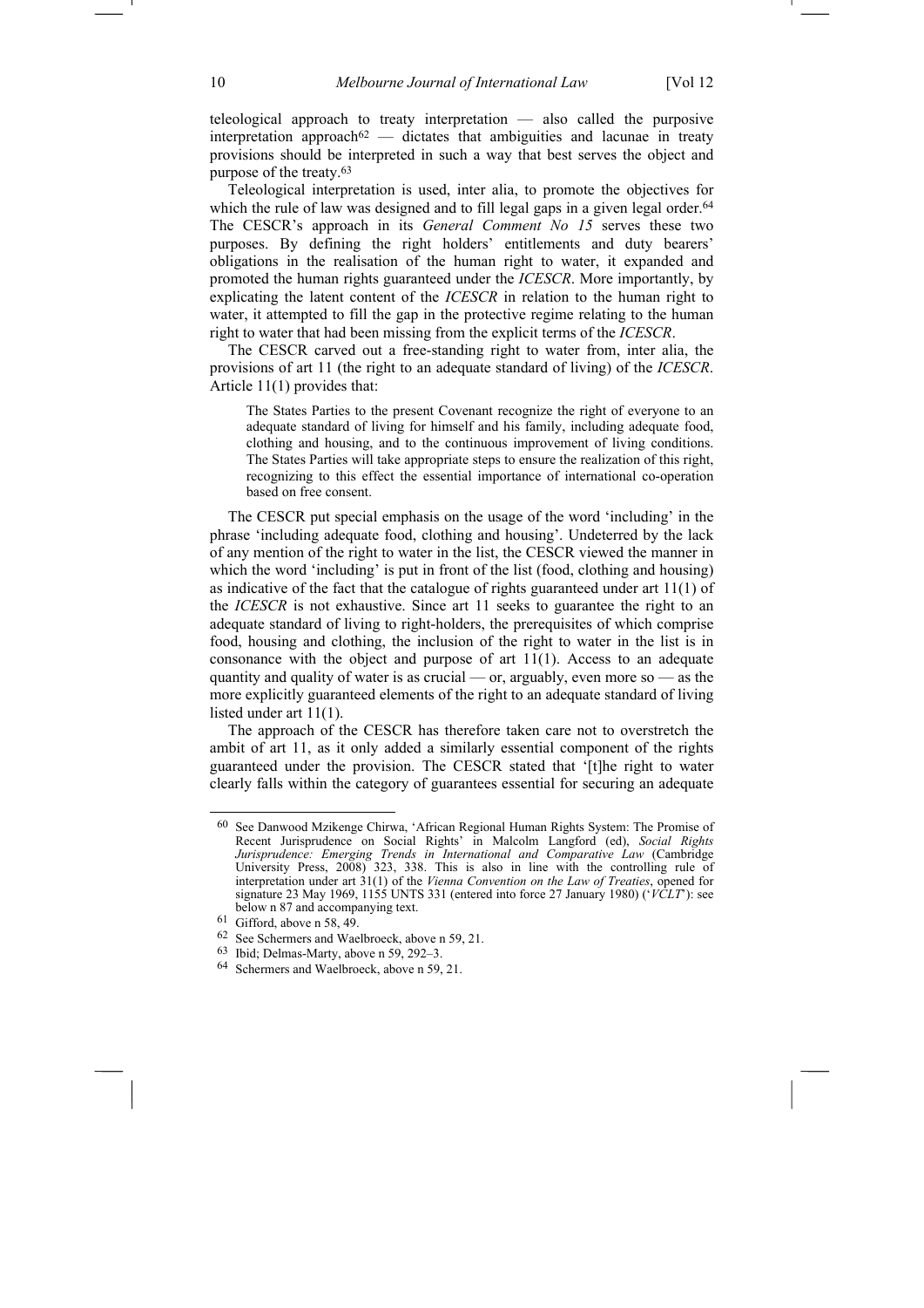teleological approach to treaty interpretation — also called the purposive interpretation approach[62] — dictates that ambiguities and lacunae in treaty provisions should be interpreted in such a way that best serves the object and purpose of the treaty.[63]

Teleological interpretation is used, inter alia, to promote the objectives for which the rule of law was designed and to fill legal gaps in a given legal order.[64] The CESCR's approach in its *General Comment No 15* serves these two purposes. By defining the right holders' entitlements and duty bearers' obligations in the realisation of the human right to water, it expanded and promoted the human rights guaranteed under the *ICESCR*. More importantly, by explicating the latent content of the *ICESCR* in relation to the human right to water, it attempted to fill the gap in the protective regime relating to the human right to water that had been missing from the explicit terms of the *ICESCR*.

The CESCR carved out a free-standing right to water from, inter alia, the provisions of art 11 (the right to an adequate standard of living) of the *ICESCR*. Article 11(1) provides that:

> The States Parties to the present Covenant recognize the right of everyone to an adequate standard of living for himself and his family, including adequate food, clothing and housing, and to the continuous improvement of living conditions. The States Parties will take appropriate steps to ensure the realization of this right, recognizing to this effect the essential importance of international co-operation based on free consent.

The CESCR put special emphasis on the usage of the word 'including' in the phrase 'including adequate food, clothing and housing'. Undeterred by the lack of any mention of the right to water in the list, the CESCR viewed the manner in which the word 'including' is put in front of the list (food, clothing and housing) as indicative of the fact that the catalogue of rights guaranteed under art 11(1) of the *ICESCR* is not exhaustive. Since art 11 seeks to guarantee the right to an adequate standard of living to right-holders, the prerequisites of which comprise food, housing and clothing, the inclusion of the right to water in the list is in consonance with the object and purpose of art 11(1). Access to an adequate quantity and quality of water is as crucial — or, arguably, even more so — as the more explicitly guaranteed elements of the right to an adequate standard of living listed under art 11(1).

The approach of the CESCR has therefore taken care not to overstretch the ambit of art 11, as it only added a similarly essential component of the rights guaranteed under the provision. The CESCR stated that '[t]he right to water clearly falls within the category of guarantees essential for securing an adequate

---

[60] See Danwood Mzikenge Chirwa, 'African Regional Human Rights System: The Promise of Recent Jurisprudence on Social Rights' in Malcolm Langford (ed), *Social Rights Jurisprudence: Emerging Trends in International and Comparative Law* (Cambridge University Press, 2008) 323, 338. This is also in line with the controlling rule of interpretation under art 31(1) of the *Vienna Convention on the Law of Treaties*, opened for signature 23 May 1969, 1155 UNTS 331 (entered into force 27 January 1980) ('*VCLT*'): see below n 87 and accompanying text.

[61] Gifford, above n 58, 49.

[62] See Schermers and Waelbroeck, above n 59, 21.

[63] Ibid; Delmas-Marty, above n 59, 292–3.

[64] Schermers and Waelbroeck, above n 59, 21.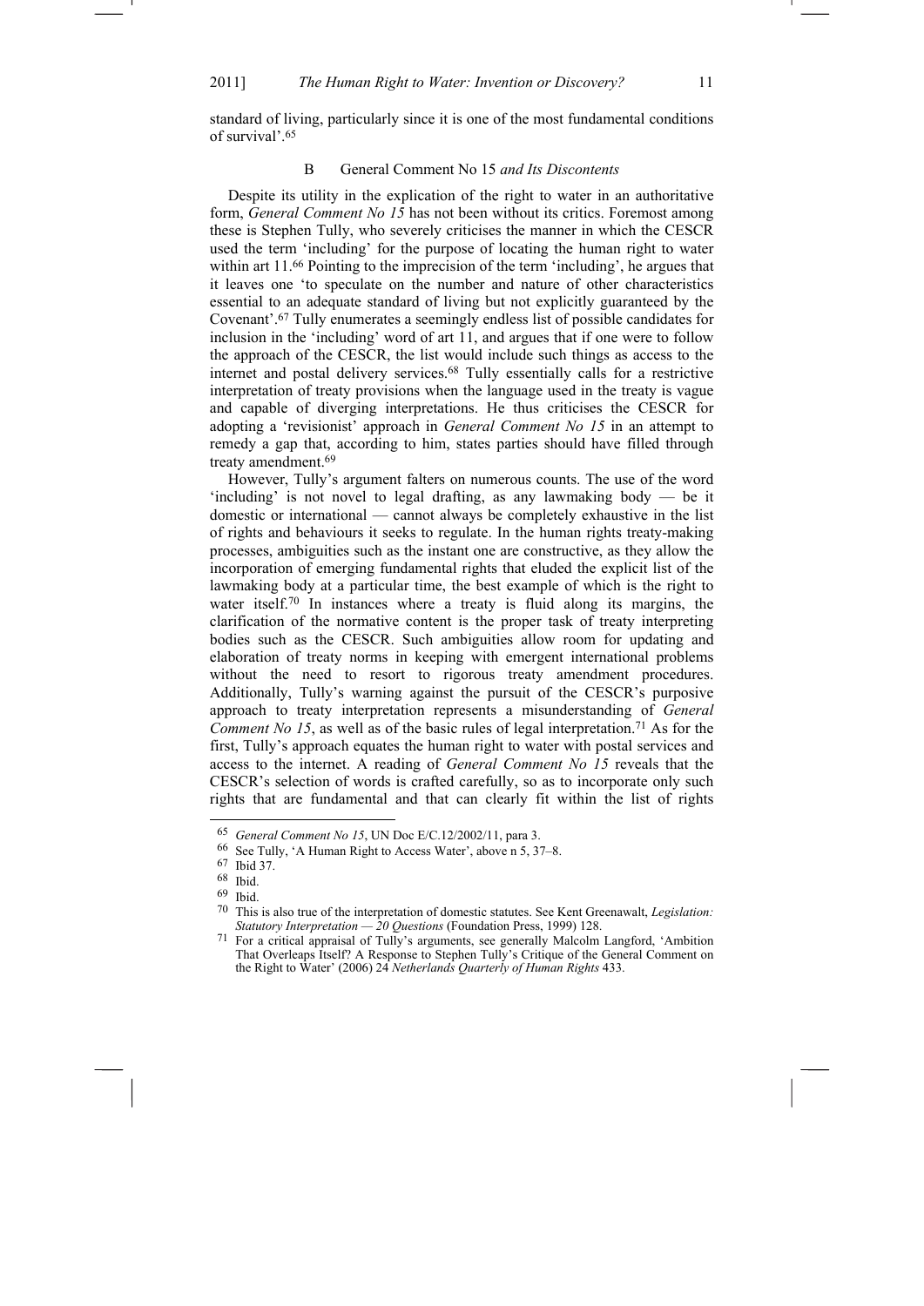standard of living, particularly since it is one of the most fundamental conditions of survival'.[65]

### B General Comment No 15 *and Its Discontents*

Despite its utility in the explication of the right to water in an authoritative form, *General Comment No 15* has not been without its critics. Foremost among these is Stephen Tully, who severely criticises the manner in which the CESCR used the term 'including' for the purpose of locating the human right to water within art 11.[66] Pointing to the imprecision of the term 'including', he argues that it leaves one 'to speculate on the number and nature of other characteristics essential to an adequate standard of living but not explicitly guaranteed by the Covenant'.[67] Tully enumerates a seemingly endless list of possible candidates for inclusion in the 'including' word of art 11, and argues that if one were to follow the approach of the CESCR, the list would include such things as access to the internet and postal delivery services.[68] Tully essentially calls for a restrictive interpretation of treaty provisions when the language used in the treaty is vague and capable of diverging interpretations. He thus criticises the CESCR for adopting a 'revisionist' approach in *General Comment No 15* in an attempt to remedy a gap that, according to him, states parties should have filled through treaty amendment.[69]

However, Tully's argument falters on numerous counts. The use of the word 'including' is not novel to legal drafting, as any lawmaking body — be it domestic or international — cannot always be completely exhaustive in the list of rights and behaviours it seeks to regulate. In the human rights treaty-making processes, ambiguities such as the instant one are constructive, as they allow the incorporation of emerging fundamental rights that eluded the explicit list of the lawmaking body at a particular time, the best example of which is the right to water itself.[70] In instances where a treaty is fluid along its margins, the clarification of the normative content is the proper task of treaty interpreting bodies such as the CESCR. Such ambiguities allow room for updating and elaboration of treaty norms in keeping with emergent international problems without the need to resort to rigorous treaty amendment procedures. Additionally, Tully's warning against the pursuit of the CESCR's purposive approach to treaty interpretation represents a misunderstanding of *General Comment No 15*, as well as of the basic rules of legal interpretation.[71] As for the first, Tully's approach equates the human right to water with postal services and access to the internet. A reading of *General Comment No 15* reveals that the CESCR's selection of words is crafted carefully, so as to incorporate only such rights that are fundamental and that can clearly fit within the list of rights

---

[65] *General Comment No 15*, UN Doc E/C.12/2002/11, para 3.

[66] See Tully, 'A Human Right to Access Water', above n 5, 37–8.

[67] Ibid 37.

[68] Ibid.

[69] Ibid.

[70] This is also true of the interpretation of domestic statutes. See Kent Greenawalt, *Legislation: Statutory Interpretation — 20 Questions* (Foundation Press, 1999) 128.

[71] For a critical appraisal of Tully's arguments, see generally Malcolm Langford, 'Ambition That Overleaps Itself? A Response to Stephen Tully's Critique of the General Comment on the Right to Water' (2006) 24 *Netherlands Quarterly of Human Rights* 433.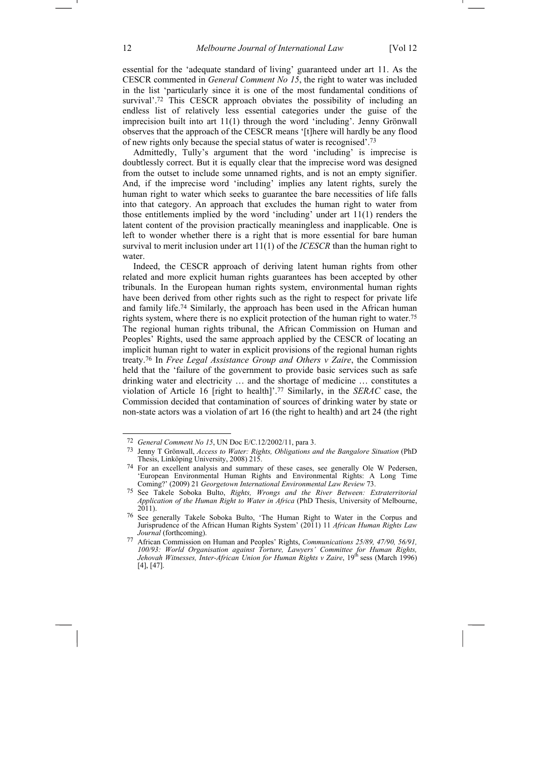essential for the 'adequate standard of living' guaranteed under art 11. As the CESCR commented in *General Comment No 15*, the right to water was included in the list 'particularly since it is one of the most fundamental conditions of survival'.[72] This CESCR approach obviates the possibility of including an endless list of relatively less essential categories under the guise of the imprecision built into art 11(1) through the word 'including'. Jenny Grönwall observes that the approach of the CESCR means '[t]here will hardly be any flood of new rights only because the special status of water is recognised'.[73]

Admittedly, Tully's argument that the word 'including' is imprecise is doubtlessly correct. But it is equally clear that the imprecise word was designed from the outset to include some unnamed rights, and is not an empty signifier. And, if the imprecise word 'including' implies any latent rights, surely the human right to water which seeks to guarantee the bare necessities of life falls into that category. An approach that excludes the human right to water from those entitlements implied by the word 'including' under art 11(1) renders the latent content of the provision practically meaningless and inapplicable. One is left to wonder whether there is a right that is more essential for bare human survival to merit inclusion under art 11(1) of the *ICESCR* than the human right to water.

Indeed, the CESCR approach of deriving latent human rights from other related and more explicit human rights guarantees has been accepted by other tribunals. In the European human rights system, environmental human rights have been derived from other rights such as the right to respect for private life and family life.[74] Similarly, the approach has been used in the African human rights system, where there is no explicit protection of the human right to water.[75] The regional human rights tribunal, the African Commission on Human and Peoples' Rights, used the same approach applied by the CESCR of locating an implicit human right to water in explicit provisions of the regional human rights treaty.[76] In *Free Legal Assistance Group and Others v Zaire*, the Commission held that the 'failure of the government to provide basic services such as safe drinking water and electricity … and the shortage of medicine … constitutes a violation of Article 16 [right to health]'.[77] Similarly, in the *SERAC* case, the Commission decided that contamination of sources of drinking water by state or non-state actors was a violation of art 16 (the right to health) and art 24 (the right

---

72 *General Comment No 15*, UN Doc E/C.12/2002/11, para 3.

73 Jenny T Grönwall, *Access to Water: Rights, Obligations and the Bangalore Situation* (PhD Thesis, Linköping University, 2008) 215.

74 For an excellent analysis and summary of these cases, see generally Ole W Pedersen, 'European Environmental Human Rights and Environmental Rights: A Long Time Coming?' (2009) 21 *Georgetown International Environmental Law Review* 73.

75 See Takele Soboka Bulto, *Rights, Wrongs and the River Between: Extraterritorial Application of the Human Right to Water in Africa* (PhD Thesis, University of Melbourne, 2011).

76 See generally Takele Soboka Bulto, 'The Human Right to Water in the Corpus and Jurisprudence of the African Human Rights System' (2011) 11 *African Human Rights Law Journal* (forthcoming).

77 African Commission on Human and Peoples' Rights, *Communications 25/89, 47/90, 56/91, 100/93: World Organisation against Torture, Lawyers' Committee for Human Rights, Jehovah Witnesses, Inter-African Union for Human Rights v Zaire*, 19th sess (March 1996) [4], [47].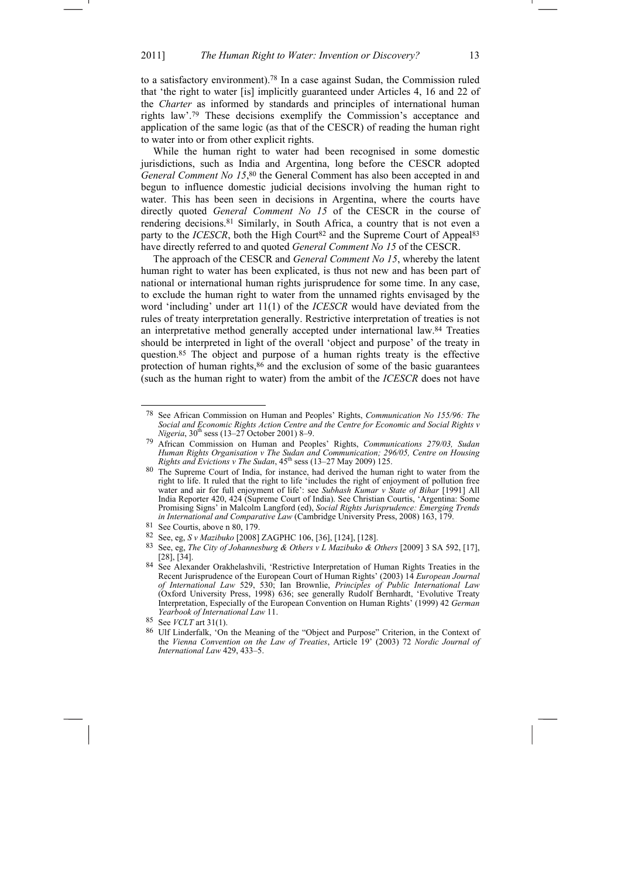to a satisfactory environment).[78] In a case against Sudan, the Commission ruled that 'the right to water [is] implicitly guaranteed under Articles 4, 16 and 22 of the *Charter* as informed by standards and principles of international human rights law'.[79] These decisions exemplify the Commission's acceptance and application of the same logic (as that of the CESCR) of reading the human right to water into or from other explicit rights.

While the human right to water had been recognised in some domestic jurisdictions, such as India and Argentina, long before the CESCR adopted *General Comment No 15*,[80] the General Comment has also been accepted in and begun to influence domestic judicial decisions involving the human right to water. This has been seen in decisions in Argentina, where the courts have directly quoted *General Comment No 15* of the CESCR in the course of rendering decisions.[81] Similarly, in South Africa, a country that is not even a party to the *ICESCR*, both the High Court[82] and the Supreme Court of Appeal[83] have directly referred to and quoted *General Comment No 15* of the CESCR.

The approach of the CESCR and *General Comment No 15*, whereby the latent human right to water has been explicated, is thus not new and has been part of national or international human rights jurisprudence for some time. In any case, to exclude the human right to water from the unnamed rights envisaged by the word 'including' under art 11(1) of the *ICESCR* would have deviated from the rules of treaty interpretation generally. Restrictive interpretation of treaties is not an interpretative method generally accepted under international law.[84] Treaties should be interpreted in light of the overall 'object and purpose' of the treaty in question.[85] The object and purpose of a human rights treaty is the effective protection of human rights,[86] and the exclusion of some of the basic guarantees (such as the human right to water) from the ambit of the *ICESCR* does not have

---

[78] See African Commission on Human and Peoples' Rights, *Communication No 155/96: The Social and Economic Rights Action Centre and the Centre for Economic and Social Rights v Nigeria*, 30th sess (13–27 October 2001) 8–9.

[79] African Commission on Human and Peoples' Rights, *Communications 279/03, Sudan Human Rights Organisation v The Sudan and Communication; 296/05, Centre on Housing Rights and Evictions v The Sudan*, 45th sess (13–27 May 2009) 125.

[80] The Supreme Court of India, for instance, had derived the human right to water from the right to life. It ruled that the right to life 'includes the right of enjoyment of pollution free water and air for full enjoyment of life': see *Subhash Kumar v State of Bihar* [1991] All India Reporter 420, 424 (Supreme Court of India). See Christian Courtis, 'Argentina: Some Promising Signs' in Malcolm Langford (ed), *Social Rights Jurisprudence: Emerging Trends in International and Comparative Law* (Cambridge University Press, 2008) 163, 179.

[81] See Courtis, above n 80, 179.

[82] See, eg, *S v Mazibuko* [2008] ZAGPHC 106, [36], [124], [128].

[83] See, eg, *The City of Johannesburg & Others v L Mazibuko & Others* [2009] 3 SA 592, [17], [28], [34].

[84] See Alexander Orakhelashvili, 'Restrictive Interpretation of Human Rights Treaties in the Recent Jurisprudence of the European Court of Human Rights' (2003) 14 *European Journal of International Law* 529, 530; Ian Brownlie, *Principles of Public International Law* (Oxford University Press, 1998) 636; see generally Rudolf Bernhardt, 'Evolutive Treaty Interpretation, Especially of the European Convention on Human Rights' (1999) 42 *German Yearbook of International Law* 11.

[85] See *VCLT* art 31(1).

[86] Ulf Linderfalk, 'On the Meaning of the "Object and Purpose" Criterion, in the Context of the *Vienna Convention on the Law of Treaties*, Article 19' (2003) 72 *Nordic Journal of International Law* 429, 433–5.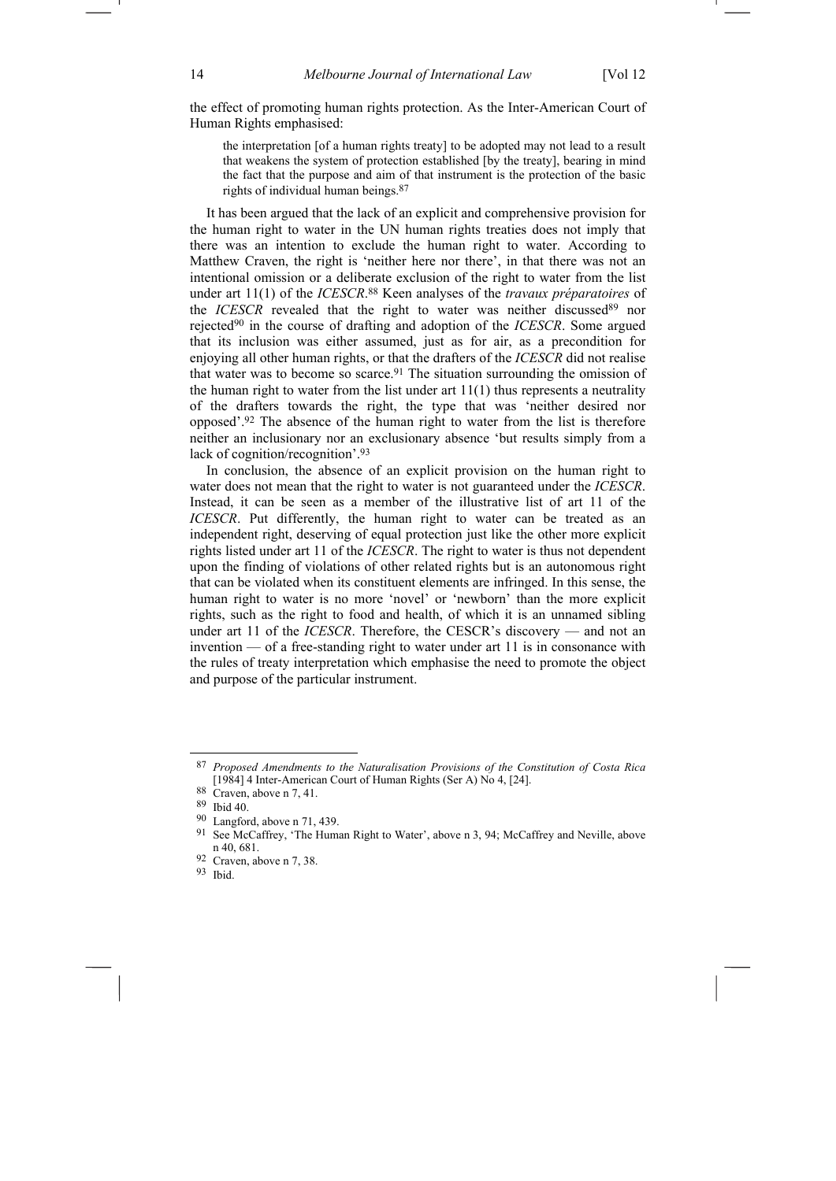the effect of promoting human rights protection. As the Inter-American Court of Human Rights emphasised:

> the interpretation [of a human rights treaty] to be adopted may not lead to a result that weakens the system of protection established [by the treaty], bearing in mind the fact that the purpose and aim of that instrument is the protection of the basic rights of individual human beings.[87]

It has been argued that the lack of an explicit and comprehensive provision for the human right to water in the UN human rights treaties does not imply that there was an intention to exclude the human right to water. According to Matthew Craven, the right is 'neither here nor there', in that there was not an intentional omission or a deliberate exclusion of the right to water from the list under art 11(1) of the *ICESCR*.[88] Keen analyses of the *travaux préparatoires* of the *ICESCR* revealed that the right to water was neither discussed[89] nor rejected[90] in the course of drafting and adoption of the *ICESCR*. Some argued that its inclusion was either assumed, just as for air, as a precondition for enjoying all other human rights, or that the drafters of the *ICESCR* did not realise that water was to become so scarce.[91] The situation surrounding the omission of the human right to water from the list under art 11(1) thus represents a neutrality of the drafters towards the right, the type that was 'neither desired nor opposed'.[92] The absence of the human right to water from the list is therefore neither an inclusionary nor an exclusionary absence 'but results simply from a lack of cognition/recognition'.[93]

In conclusion, the absence of an explicit provision on the human right to water does not mean that the right to water is not guaranteed under the *ICESCR*. Instead, it can be seen as a member of the illustrative list of art 11 of the *ICESCR*. Put differently, the human right to water can be treated as an independent right, deserving of equal protection just like the other more explicit rights listed under art 11 of the *ICESCR*. The right to water is thus not dependent upon the finding of violations of other related rights but is an autonomous right that can be violated when its constituent elements are infringed. In this sense, the human right to water is no more 'novel' or 'newborn' than the more explicit rights, such as the right to food and health, of which it is an unnamed sibling under art 11 of the *ICESCR*. Therefore, the CESCR's discovery — and not an invention — of a free-standing right to water under art 11 is in consonance with the rules of treaty interpretation which emphasise the need to promote the object and purpose of the particular instrument.

---

[87] *Proposed Amendments to the Naturalisation Provisions of the Constitution of Costa Rica* [1984] 4 Inter-American Court of Human Rights (Ser A) No 4, [24].

[88] Craven, above n 7, 41.

[89] Ibid 40.

[90] Langford, above n 71, 439.

[91] See McCaffrey, 'The Human Right to Water', above n 3, 94; McCaffrey and Neville, above n 40, 681.

[92] Craven, above n 7, 38.

[93] Ibid.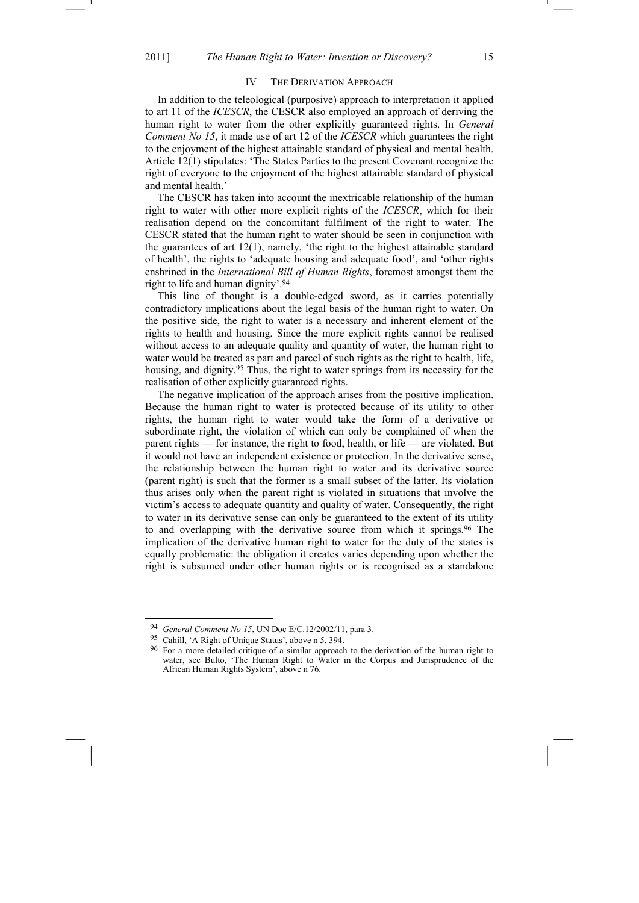## IV THE DERIVATION APPROACH

In addition to the teleological (purposive) approach to interpretation it applied to art 11 of the *ICESCR*, the CESCR also employed an approach of deriving the human right to water from the other explicitly guaranteed rights. In *General Comment No 15*, it made use of art 12 of the *ICESCR* which guarantees the right to the enjoyment of the highest attainable standard of physical and mental health. Article 12(1) stipulates: 'The States Parties to the present Covenant recognize the right of everyone to the enjoyment of the highest attainable standard of physical and mental health.'

The CESCR has taken into account the inextricable relationship of the human right to water with other more explicit rights of the *ICESCR*, which for their realisation depend on the concomitant fulfilment of the right to water. The CESCR stated that the human right to water should be seen in conjunction with the guarantees of art 12(1), namely, 'the right to the highest attainable standard of health', the rights to 'adequate housing and adequate food', and 'other rights enshrined in the *International Bill of Human Rights*, foremost amongst them the right to life and human dignity'.[94]

This line of thought is a double-edged sword, as it carries potentially contradictory implications about the legal basis of the human right to water. On the positive side, the right to water is a necessary and inherent element of the rights to health and housing. Since the more explicit rights cannot be realised without access to an adequate quality and quantity of water, the human right to water would be treated as part and parcel of such rights as the right to health, life, housing, and dignity.[95] Thus, the right to water springs from its necessity for the realisation of other explicitly guaranteed rights.

The negative implication of the approach arises from the positive implication. Because the human right to water is protected because of its utility to other rights, the human right to water would take the form of a derivative or subordinate right, the violation of which can only be complained of when the parent rights — for instance, the right to food, health, or life — are violated. But it would not have an independent existence or protection. In the derivative sense, the relationship between the human right to water and its derivative source (parent right) is such that the former is a small subset of the latter. Its violation thus arises only when the parent right is violated in situations that involve the victim's access to adequate quantity and quality of water. Consequently, the right to water in its derivative sense can only be guaranteed to the extent of its utility to and overlapping with the derivative source from which it springs.[96] The implication of the derivative human right to water for the duty of the states is equally problematic: the obligation it creates varies depending upon whether the right is subsumed under other human rights or is recognised as a standalone

---

[94] *General Comment No 15*, UN Doc E/C.12/2002/11, para 3.

[95] Cahill, 'A Right of Unique Status', above n 5, 394.

[96] For a more detailed critique of a similar approach to the derivation of the human right to water, see Bulto, 'The Human Right to Water in the Corpus and Jurisprudence of the African Human Rights System', above n 76.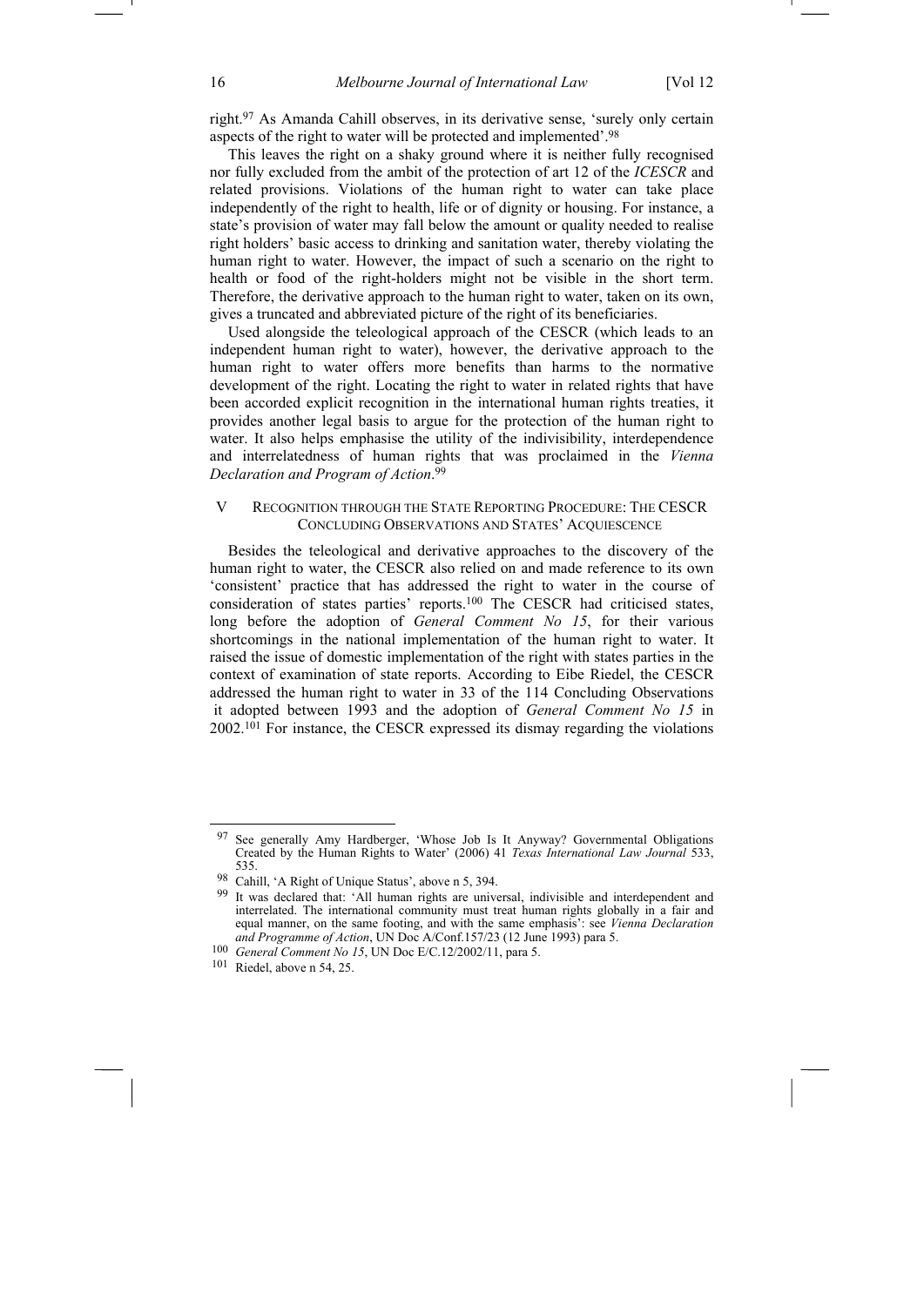right.[97] As Amanda Cahill observes, in its derivative sense, 'surely only certain aspects of the right to water will be protected and implemented'.[98]

This leaves the right on a shaky ground where it is neither fully recognised nor fully excluded from the ambit of the protection of art 12 of the *ICESCR* and related provisions. Violations of the human right to water can take place independently of the right to health, life or of dignity or housing. For instance, a state's provision of water may fall below the amount or quality needed to realise right holders' basic access to drinking and sanitation water, thereby violating the human right to water. However, the impact of such a scenario on the right to health or food of the right-holders might not be visible in the short term. Therefore, the derivative approach to the human right to water, taken on its own, gives a truncated and abbreviated picture of the right of its beneficiaries.

Used alongside the teleological approach of the CESCR (which leads to an independent human right to water), however, the derivative approach to the human right to water offers more benefits than harms to the normative development of the right. Locating the right to water in related rights that have been accorded explicit recognition in the international human rights treaties, it provides another legal basis to argue for the protection of the human right to water. It also helps emphasise the utility of the indivisibility, interdependence and interrelatedness of human rights that was proclaimed in the *Vienna Declaration and Program of Action*.[99]

## V RECOGNITION THROUGH THE STATE REPORTING PROCEDURE: THE CESCR CONCLUDING OBSERVATIONS AND STATES' ACQUIESCENCE

Besides the teleological and derivative approaches to the discovery of the human right to water, the CESCR also relied on and made reference to its own 'consistent' practice that has addressed the right to water in the course of consideration of states parties' reports.[100] The CESCR had criticised states, long before the adoption of *General Comment No 15*, for their various shortcomings in the national implementation of the human right to water. It raised the issue of domestic implementation of the right with states parties in the context of examination of state reports. According to Eibe Riedel, the CESCR addressed the human right to water in 33 of the 114 Concluding Observations it adopted between 1993 and the adoption of *General Comment No 15* in 2002.[101] For instance, the CESCR expressed its dismay regarding the violations

---

[97] See generally Amy Hardberger, 'Whose Job Is It Anyway? Governmental Obligations Created by the Human Rights to Water' (2006) 41 *Texas International Law Journal* 533, 535.

[98] Cahill, 'A Right of Unique Status', above n 5, 394.

[99] It was declared that: 'All human rights are universal, indivisible and interdependent and interrelated. The international community must treat human rights globally in a fair and equal manner, on the same footing, and with the same emphasis': see *Vienna Declaration and Programme of Action*, UN Doc A/Conf.157/23 (12 June 1993) para 5.

[100] *General Comment No 15*, UN Doc E/C.12/2002/11, para 5.

[101] Riedel, above n 54, 25.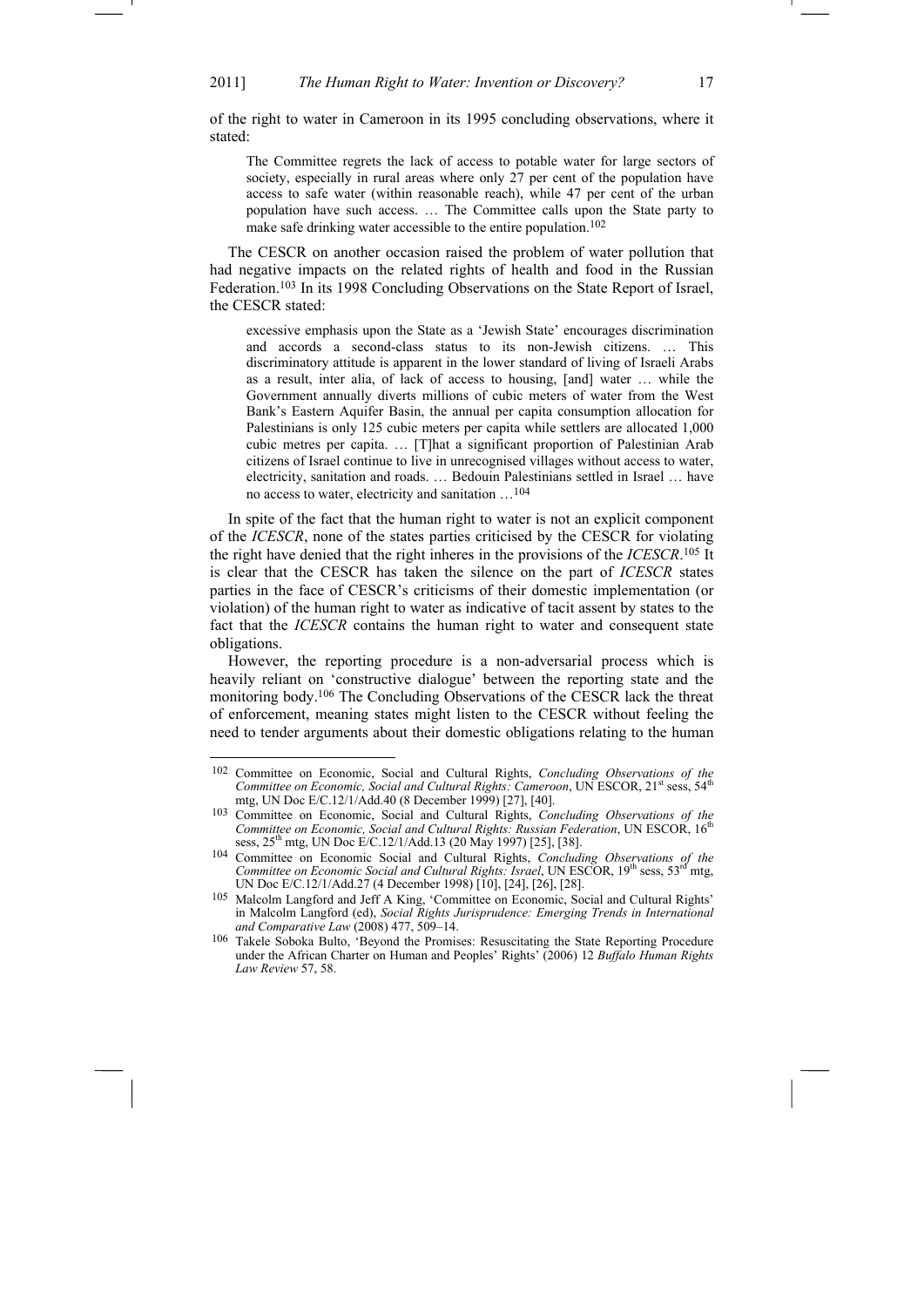of the right to water in Cameroon in its 1995 concluding observations, where it stated:

> The Committee regrets the lack of access to potable water for large sectors of society, especially in rural areas where only 27 per cent of the population have access to safe water (within reasonable reach), while 47 per cent of the urban population have such access. … The Committee calls upon the State party to make safe drinking water accessible to the entire population.[102]

The CESCR on another occasion raised the problem of water pollution that had negative impacts on the related rights of health and food in the Russian Federation.[103] In its 1998 Concluding Observations on the State Report of Israel, the CESCR stated:

> excessive emphasis upon the State as a 'Jewish State' encourages discrimination and accords a second-class status to its non-Jewish citizens. … This discriminatory attitude is apparent in the lower standard of living of Israeli Arabs as a result, inter alia, of lack of access to housing, [and] water … while the Government annually diverts millions of cubic meters of water from the West Bank's Eastern Aquifer Basin, the annual per capita consumption allocation for Palestinians is only 125 cubic meters per capita while settlers are allocated 1,000 cubic metres per capita. … [T]hat a significant proportion of Palestinian Arab citizens of Israel continue to live in unrecognised villages without access to water, electricity, sanitation and roads. … Bedouin Palestinians settled in Israel … have no access to water, electricity and sanitation …[104]

In spite of the fact that the human right to water is not an explicit component of the *ICESCR*, none of the states parties criticised by the CESCR for violating the right have denied that the right inheres in the provisions of the *ICESCR*.[105] It is clear that the CESCR has taken the silence on the part of *ICESCR* states parties in the face of CESCR's criticisms of their domestic implementation (or violation) of the human right to water as indicative of tacit assent by states to the fact that the *ICESCR* contains the human right to water and consequent state obligations.

However, the reporting procedure is a non-adversarial process which is heavily reliant on 'constructive dialogue' between the reporting state and the monitoring body.[106] The Concluding Observations of the CESCR lack the threat of enforcement, meaning states might listen to the CESCR without feeling the need to tender arguments about their domestic obligations relating to the human

---

[102] Committee on Economic, Social and Cultural Rights, *Concluding Observations of the Committee on Economic, Social and Cultural Rights: Cameroon*, UN ESCOR, 21st sess, 54th mtg, UN Doc E/C.12/1/Add.40 (8 December 1999) [27], [40].

[103] Committee on Economic, Social and Cultural Rights, *Concluding Observations of the Committee on Economic, Social and Cultural Rights: Russian Federation*, UN ESCOR, 16th sess, 25th mtg, UN Doc E/C.12/1/Add.13 (20 May 1997) [25], [38].

[104] Committee on Economic Social and Cultural Rights, *Concluding Observations of the Committee on Economic Social and Cultural Rights: Israel*, UN ESCOR, 19th sess, 53rd mtg, UN Doc E/C.12/1/Add.27 (4 December 1998) [10], [24], [26], [28].

[105] Malcolm Langford and Jeff A King, 'Committee on Economic, Social and Cultural Rights' in Malcolm Langford (ed), *Social Rights Jurisprudence: Emerging Trends in International and Comparative Law* (2008) 477, 509–14.

[106] Takele Soboka Bulto, 'Beyond the Promises: Resuscitating the State Reporting Procedure under the African Charter on Human and Peoples' Rights' (2006) 12 *Buffalo Human Rights Law Review* 57, 58.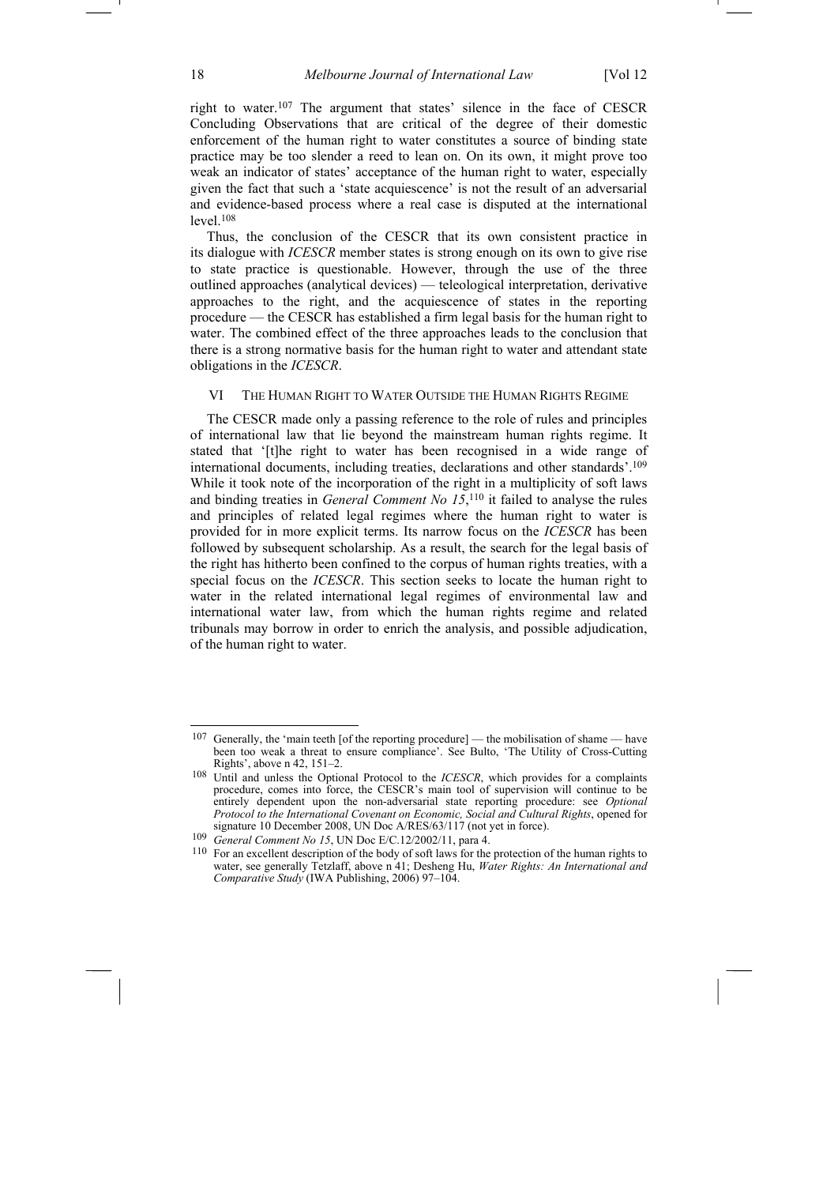right to water.[107] The argument that states' silence in the face of CESCR Concluding Observations that are critical of the degree of their domestic enforcement of the human right to water constitutes a source of binding state practice may be too slender a reed to lean on. On its own, it might prove too weak an indicator of states' acceptance of the human right to water, especially given the fact that such a 'state acquiescence' is not the result of an adversarial and evidence-based process where a real case is disputed at the international level.[108]

Thus, the conclusion of the CESCR that its own consistent practice in its dialogue with *ICESCR* member states is strong enough on its own to give rise to state practice is questionable. However, through the use of the three outlined approaches (analytical devices) — teleological interpretation, derivative approaches to the right, and the acquiescence of states in the reporting procedure — the CESCR has established a firm legal basis for the human right to water. The combined effect of the three approaches leads to the conclusion that there is a strong normative basis for the human right to water and attendant state obligations in the *ICESCR*.

## VI THE HUMAN RIGHT TO WATER OUTSIDE THE HUMAN RIGHTS REGIME

The CESCR made only a passing reference to the role of rules and principles of international law that lie beyond the mainstream human rights regime. It stated that '[t]he right to water has been recognised in a wide range of international documents, including treaties, declarations and other standards'.[109] While it took note of the incorporation of the right in a multiplicity of soft laws and binding treaties in *General Comment No 15*,[110] it failed to analyse the rules and principles of related legal regimes where the human right to water is provided for in more explicit terms. Its narrow focus on the *ICESCR* has been followed by subsequent scholarship. As a result, the search for the legal basis of the right has hitherto been confined to the corpus of human rights treaties, with a special focus on the *ICESCR*. This section seeks to locate the human right to water in the related international legal regimes of environmental law and international water law, from which the human rights regime and related tribunals may borrow in order to enrich the analysis, and possible adjudication, of the human right to water.

---

[107] Generally, the 'main teeth [of the reporting procedure] — the mobilisation of shame — have been too weak a threat to ensure compliance'. See Bulto, 'The Utility of Cross-Cutting Rights', above n 42, 151–2.

[108] Until and unless the Optional Protocol to the *ICESCR*, which provides for a complaints procedure, comes into force, the CESCR's main tool of supervision will continue to be entirely dependent upon the non-adversarial state reporting procedure: see *Optional Protocol to the International Covenant on Economic, Social and Cultural Rights*, opened for signature 10 December 2008, UN Doc A/RES/63/117 (not yet in force).

[109] *General Comment No 15*, UN Doc E/C.12/2002/11, para 4.

[110] For an excellent description of the body of soft laws for the protection of the human rights to water, see generally Tetzlaff, above n 41; Desheng Hu, *Water Rights: An International and Comparative Study* (IWA Publishing, 2006) 97–104.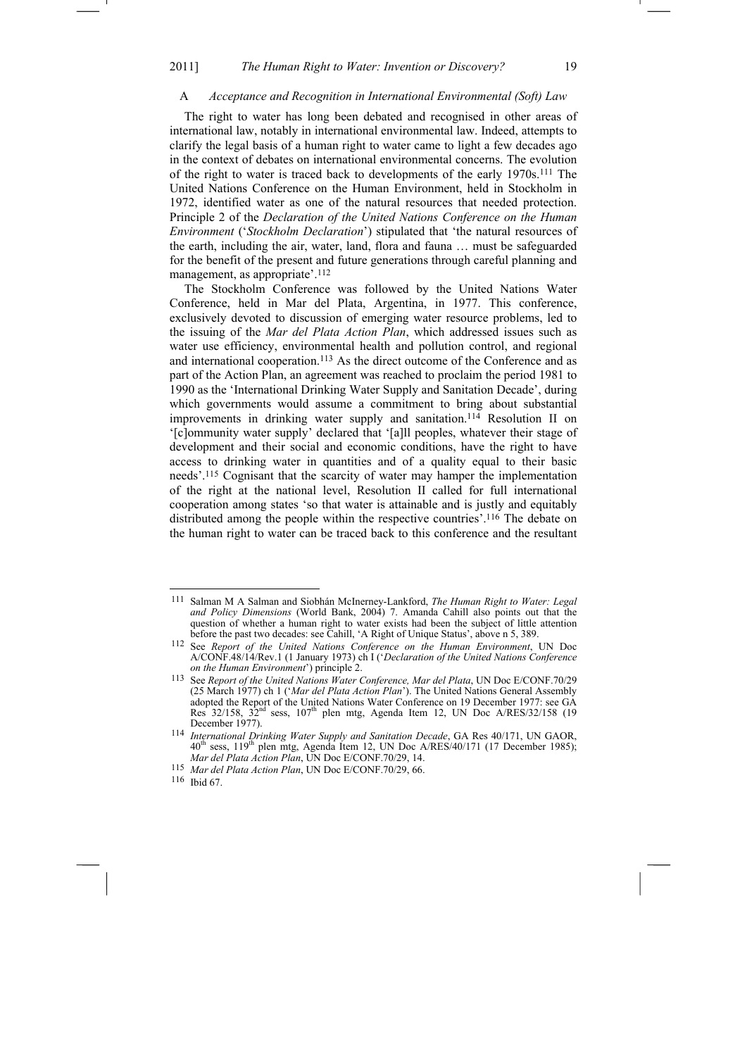### A *Acceptance and Recognition in International Environmental (Soft) Law*

The right to water has long been debated and recognised in other areas of international law, notably in international environmental law. Indeed, attempts to clarify the legal basis of a human right to water came to light a few decades ago in the context of debates on international environmental concerns. The evolution of the right to water is traced back to developments of the early 1970s.[111] The United Nations Conference on the Human Environment, held in Stockholm in 1972, identified water as one of the natural resources that needed protection. Principle 2 of the *Declaration of the United Nations Conference on the Human Environment* ('*Stockholm Declaration*') stipulated that 'the natural resources of the earth, including the air, water, land, flora and fauna … must be safeguarded for the benefit of the present and future generations through careful planning and management, as appropriate'.[112]

The Stockholm Conference was followed by the United Nations Water Conference, held in Mar del Plata, Argentina, in 1977. This conference, exclusively devoted to discussion of emerging water resource problems, led to the issuing of the *Mar del Plata Action Plan*, which addressed issues such as water use efficiency, environmental health and pollution control, and regional and international cooperation.[113] As the direct outcome of the Conference and as part of the Action Plan, an agreement was reached to proclaim the period 1981 to 1990 as the 'International Drinking Water Supply and Sanitation Decade', during which governments would assume a commitment to bring about substantial improvements in drinking water supply and sanitation.[114] Resolution II on '[c]ommunity water supply' declared that '[a]ll peoples, whatever their stage of development and their social and economic conditions, have the right to have access to drinking water in quantities and of a quality equal to their basic needs'.[115] Cognisant that the scarcity of water may hamper the implementation of the right at the national level, Resolution II called for full international cooperation among states 'so that water is attainable and is justly and equitably distributed among the people within the respective countries'.[116] The debate on the human right to water can be traced back to this conference and the resultant

---

[111] Salman M A Salman and Siobhán McInerney-Lankford, *The Human Right to Water: Legal and Policy Dimensions* (World Bank, 2004) 7. Amanda Cahill also points out that the question of whether a human right to water exists had been the subject of little attention before the past two decades: see Cahill, 'A Right of Unique Status', above n 5, 389.

[112] See *Report of the United Nations Conference on the Human Environment*, UN Doc A/CONF.48/14/Rev.1 (1 January 1973) ch I ('*Declaration of the United Nations Conference on the Human Environment*') principle 2.

[113] See *Report of the United Nations Water Conference, Mar del Plata*, UN Doc E/CONF.70/29 (25 March 1977) ch 1 ('*Mar del Plata Action Plan*'). The United Nations General Assembly adopted the Report of the United Nations Water Conference on 19 December 1977: see GA Res 32/158, 32nd sess, 107th plen mtg, Agenda Item 12, UN Doc A/RES/32/158 (19 December 1977).

[114] *International Drinking Water Supply and Sanitation Decade*, GA Res 40/171, UN GAOR, 40th sess, 119th plen mtg, Agenda Item 12, UN Doc A/RES/40/171 (17 December 1985); *Mar del Plata Action Plan*, UN Doc E/CONF.70/29, 14.

[115] *Mar del Plata Action Plan*, UN Doc E/CONF.70/29, 66.

[116] Ibid 67.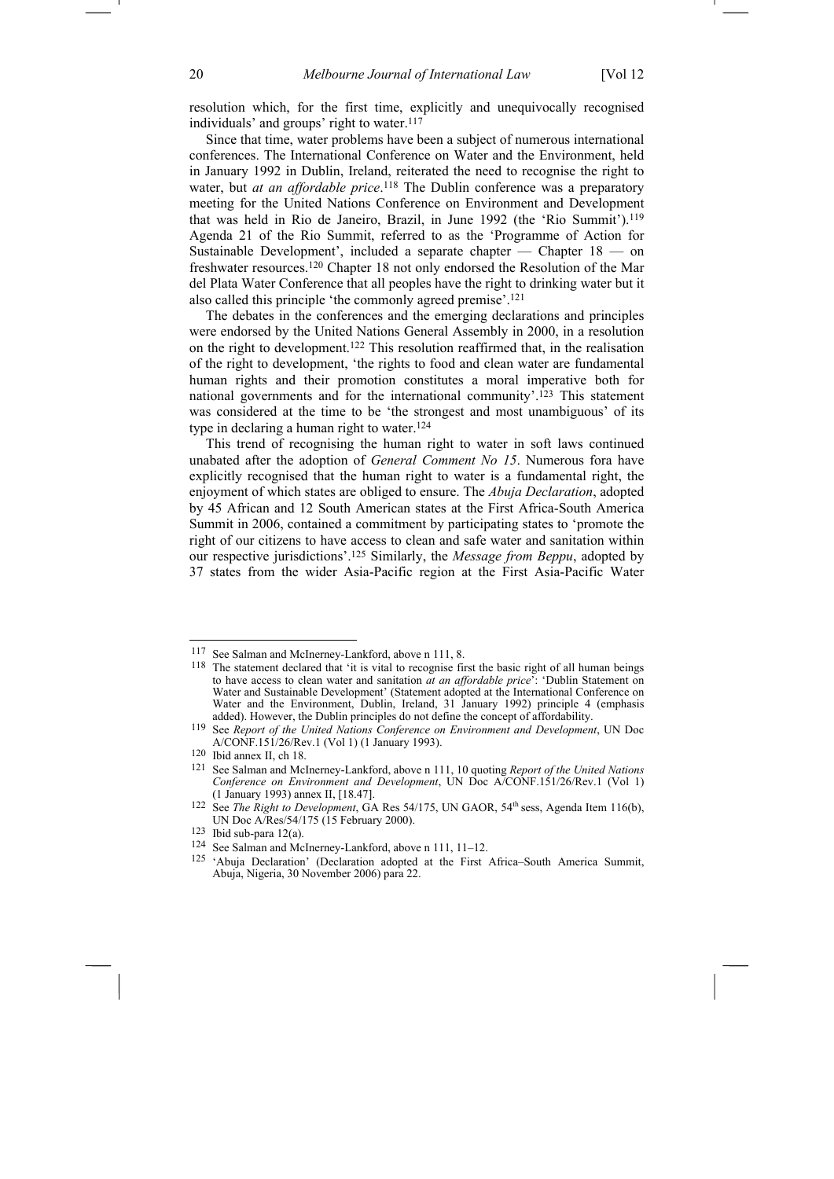resolution which, for the first time, explicitly and unequivocally recognised individuals' and groups' right to water.[117]

Since that time, water problems have been a subject of numerous international conferences. The International Conference on Water and the Environment, held in January 1992 in Dublin, Ireland, reiterated the need to recognise the right to water, but *at an affordable price*.[118] The Dublin conference was a preparatory meeting for the United Nations Conference on Environment and Development that was held in Rio de Janeiro, Brazil, in June 1992 (the 'Rio Summit').[119] Agenda 21 of the Rio Summit, referred to as the 'Programme of Action for Sustainable Development', included a separate chapter — Chapter 18 — on freshwater resources.[120] Chapter 18 not only endorsed the Resolution of the Mar del Plata Water Conference that all peoples have the right to drinking water but it also called this principle 'the commonly agreed premise'.[121]

The debates in the conferences and the emerging declarations and principles were endorsed by the United Nations General Assembly in 2000, in a resolution on the right to development.[122] This resolution reaffirmed that, in the realisation of the right to development, 'the rights to food and clean water are fundamental human rights and their promotion constitutes a moral imperative both for national governments and for the international community'.[123] This statement was considered at the time to be 'the strongest and most unambiguous' of its type in declaring a human right to water.[124]

This trend of recognising the human right to water in soft laws continued unabated after the adoption of *General Comment No 15*. Numerous fora have explicitly recognised that the human right to water is a fundamental right, the enjoyment of which states are obliged to ensure. The *Abuja Declaration*, adopted by 45 African and 12 South American states at the First Africa-South America Summit in 2006, contained a commitment by participating states to 'promote the right of our citizens to have access to clean and safe water and sanitation within our respective jurisdictions'.[125] Similarly, the *Message from Beppu*, adopted by 37 states from the wider Asia-Pacific region at the First Asia-Pacific Water

---

[117] See Salman and McInerney-Lankford, above n 111, 8.

[118] The statement declared that 'it is vital to recognise first the basic right of all human beings to have access to clean water and sanitation *at an affordable price*': 'Dublin Statement on Water and Sustainable Development' (Statement adopted at the International Conference on Water and the Environment, Dublin, Ireland, 31 January 1992) principle 4 (emphasis added). However, the Dublin principles do not define the concept of affordability.

[119] See *Report of the United Nations Conference on Environment and Development*, UN Doc A/CONF.151/26/Rev.1 (Vol 1) (1 January 1993).

[120] Ibid annex II, ch 18.

[121] See Salman and McInerney-Lankford, above n 111, 10 quoting *Report of the United Nations Conference on Environment and Development*, UN Doc A/CONF.151/26/Rev.1 (Vol 1) (1 January 1993) annex II, [18.47].

[122] See *The Right to Development*, GA Res 54/175, UN GAOR, 54th sess, Agenda Item 116(b), UN Doc A/Res/54/175 (15 February 2000).

[123] Ibid sub-para 12(a).

[124] See Salman and McInerney-Lankford, above n 111, 11–12.

[125] 'Abuja Declaration' (Declaration adopted at the First Africa–South America Summit, Abuja, Nigeria, 30 November 2006) para 22.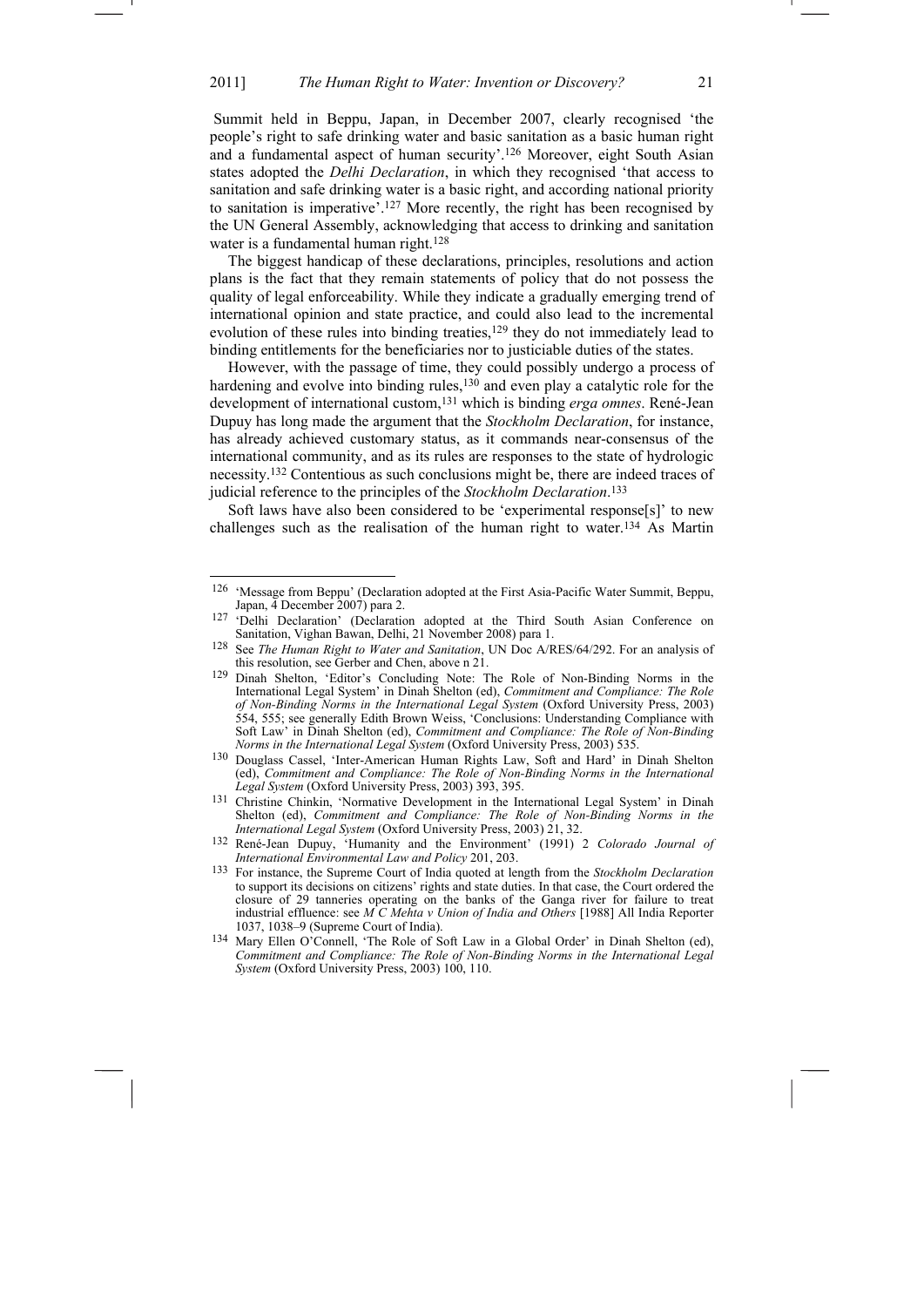Summit held in Beppu, Japan, in December 2007, clearly recognised 'the people's right to safe drinking water and basic sanitation as a basic human right and a fundamental aspect of human security'.[126] Moreover, eight South Asian states adopted the *Delhi Declaration*, in which they recognised 'that access to sanitation and safe drinking water is a basic right, and according national priority to sanitation is imperative'.[127] More recently, the right has been recognised by the UN General Assembly, acknowledging that access to drinking and sanitation water is a fundamental human right.[128]

The biggest handicap of these declarations, principles, resolutions and action plans is the fact that they remain statements of policy that do not possess the quality of legal enforceability. While they indicate a gradually emerging trend of international opinion and state practice, and could also lead to the incremental evolution of these rules into binding treaties,[129] they do not immediately lead to binding entitlements for the beneficiaries nor to justiciable duties of the states.

However, with the passage of time, they could possibly undergo a process of hardening and evolve into binding rules,[130] and even play a catalytic role for the development of international custom,[131] which is binding *erga omnes*. René-Jean Dupuy has long made the argument that the *Stockholm Declaration*, for instance, has already achieved customary status, as it commands near-consensus of the international community, and as its rules are responses to the state of hydrologic necessity.[132] Contentious as such conclusions might be, there are indeed traces of judicial reference to the principles of the *Stockholm Declaration*.[133]

Soft laws have also been considered to be 'experimental response[s]' to new challenges such as the realisation of the human right to water.[134] As Martin

---

[126] 'Message from Beppu' (Declaration adopted at the First Asia-Pacific Water Summit, Beppu, Japan, 4 December 2007) para 2.

[127] 'Delhi Declaration' (Declaration adopted at the Third South Asian Conference on Sanitation, Vighan Bawan, Delhi, 21 November 2008) para 1.

[128] See *The Human Right to Water and Sanitation*, UN Doc A/RES/64/292. For an analysis of this resolution, see Gerber and Chen, above n 21.

[129] Dinah Shelton, 'Editor's Concluding Note: The Role of Non-Binding Norms in the International Legal System' in Dinah Shelton (ed), *Commitment and Compliance: The Role of Non-Binding Norms in the International Legal System* (Oxford University Press, 2003) 554, 555; see generally Edith Brown Weiss, 'Conclusions: Understanding Compliance with Soft Law' in Dinah Shelton (ed), *Commitment and Compliance: The Role of Non-Binding Norms in the International Legal System* (Oxford University Press, 2003) 535.

[130] Douglass Cassel, 'Inter-American Human Rights Law, Soft and Hard' in Dinah Shelton (ed), *Commitment and Compliance: The Role of Non-Binding Norms in the International Legal System* (Oxford University Press, 2003) 393, 395.

[131] Christine Chinkin, 'Normative Development in the International Legal System' in Dinah Shelton (ed), *Commitment and Compliance: The Role of Non-Binding Norms in the International Legal System* (Oxford University Press, 2003) 21, 32.

[132] René-Jean Dupuy, 'Humanity and the Environment' (1991) 2 *Colorado Journal of International Environmental Law and Policy* 201, 203.

[133] For instance, the Supreme Court of India quoted at length from the *Stockholm Declaration* to support its decisions on citizens' rights and state duties. In that case, the Court ordered the closure of 29 tanneries operating on the banks of the Ganga river for failure to treat industrial effluence: see *M C Mehta v Union of India and Others* [1988] All India Reporter 1037, 1038–9 (Supreme Court of India).

[134] Mary Ellen O'Connell, 'The Role of Soft Law in a Global Order' in Dinah Shelton (ed), *Commitment and Compliance: The Role of Non-Binding Norms in the International Legal System* (Oxford University Press, 2003) 100, 110.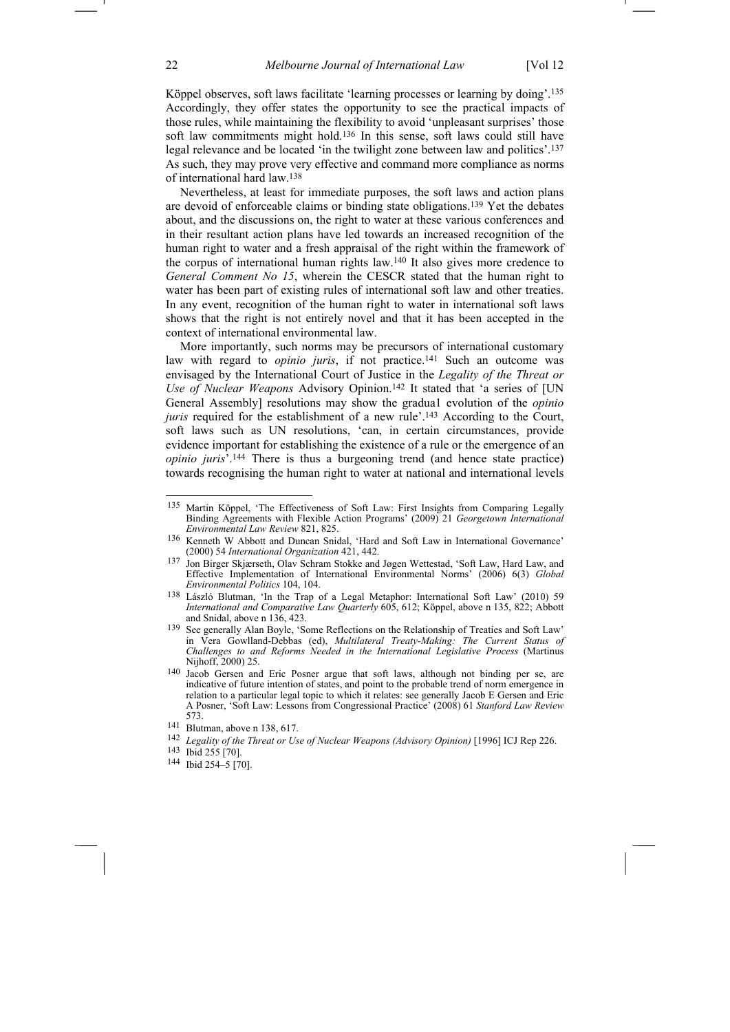Köppel observes, soft laws facilitate 'learning processes or learning by doing'.[135] Accordingly, they offer states the opportunity to see the practical impacts of those rules, while maintaining the flexibility to avoid 'unpleasant surprises' those soft law commitments might hold.[136] In this sense, soft laws could still have legal relevance and be located 'in the twilight zone between law and politics'.[137] As such, they may prove very effective and command more compliance as norms of international hard law.[138]

Nevertheless, at least for immediate purposes, the soft laws and action plans are devoid of enforceable claims or binding state obligations.[139] Yet the debates about, and the discussions on, the right to water at these various conferences and in their resultant action plans have led towards an increased recognition of the human right to water and a fresh appraisal of the right within the framework of the corpus of international human rights law.[140] It also gives more credence to *General Comment No 15*, wherein the CESCR stated that the human right to water has been part of existing rules of international soft law and other treaties. In any event, recognition of the human right to water in international soft laws shows that the right is not entirely novel and that it has been accepted in the context of international environmental law.

More importantly, such norms may be precursors of international customary law with regard to *opinio juris*, if not practice.[141] Such an outcome was envisaged by the International Court of Justice in the *Legality of the Threat or Use of Nuclear Weapons* Advisory Opinion.[142] It stated that 'a series of [UN General Assembly] resolutions may show the gradua1 evolution of the *opinio juris* required for the establishment of a new rule'.[143] According to the Court, soft laws such as UN resolutions, 'can, in certain circumstances, provide evidence important for establishing the existence of a rule or the emergence of an *opinio juris*'.[144] There is thus a burgeoning trend (and hence state practice) towards recognising the human right to water at national and international levels

---

[135] Martin Köppel, 'The Effectiveness of Soft Law: First Insights from Comparing Legally Binding Agreements with Flexible Action Programs' (2009) 21 *Georgetown International Environmental Law Review* 821, 825.

[136] Kenneth W Abbott and Duncan Snidal, 'Hard and Soft Law in International Governance' (2000) 54 *International Organization* 421, 442.

[137] Jon Birger Skjærseth, Olav Schram Stokke and Jøgen Wettestad, 'Soft Law, Hard Law, and Effective Implementation of International Environmental Norms' (2006) 6(3) *Global Environmental Politics* 104, 104.

[138] László Blutman, 'In the Trap of a Legal Metaphor: International Soft Law' (2010) 59 *International and Comparative Law Quarterly* 605, 612; Köppel, above n 135, 822; Abbott and Snidal, above n 136, 423.

[139] See generally Alan Boyle, 'Some Reflections on the Relationship of Treaties and Soft Law' in Vera Gowlland-Debbas (ed), *Multilateral Treaty-Making: The Current Status of Challenges to and Reforms Needed in the International Legislative Process* (Martinus Nijhoff, 2000) 25.

[140] Jacob Gersen and Eric Posner argue that soft laws, although not binding per se, are indicative of future intention of states, and point to the probable trend of norm emergence in relation to a particular legal topic to which it relates: see generally Jacob E Gersen and Eric A Posner, 'Soft Law: Lessons from Congressional Practice' (2008) 61 *Stanford Law Review* 573.

[141] Blutman, above n 138, 617.

[142] *Legality of the Threat or Use of Nuclear Weapons (Advisory Opinion)* [1996] ICJ Rep 226.

[143] Ibid 255 [70].

[144] Ibid 254–5 [70].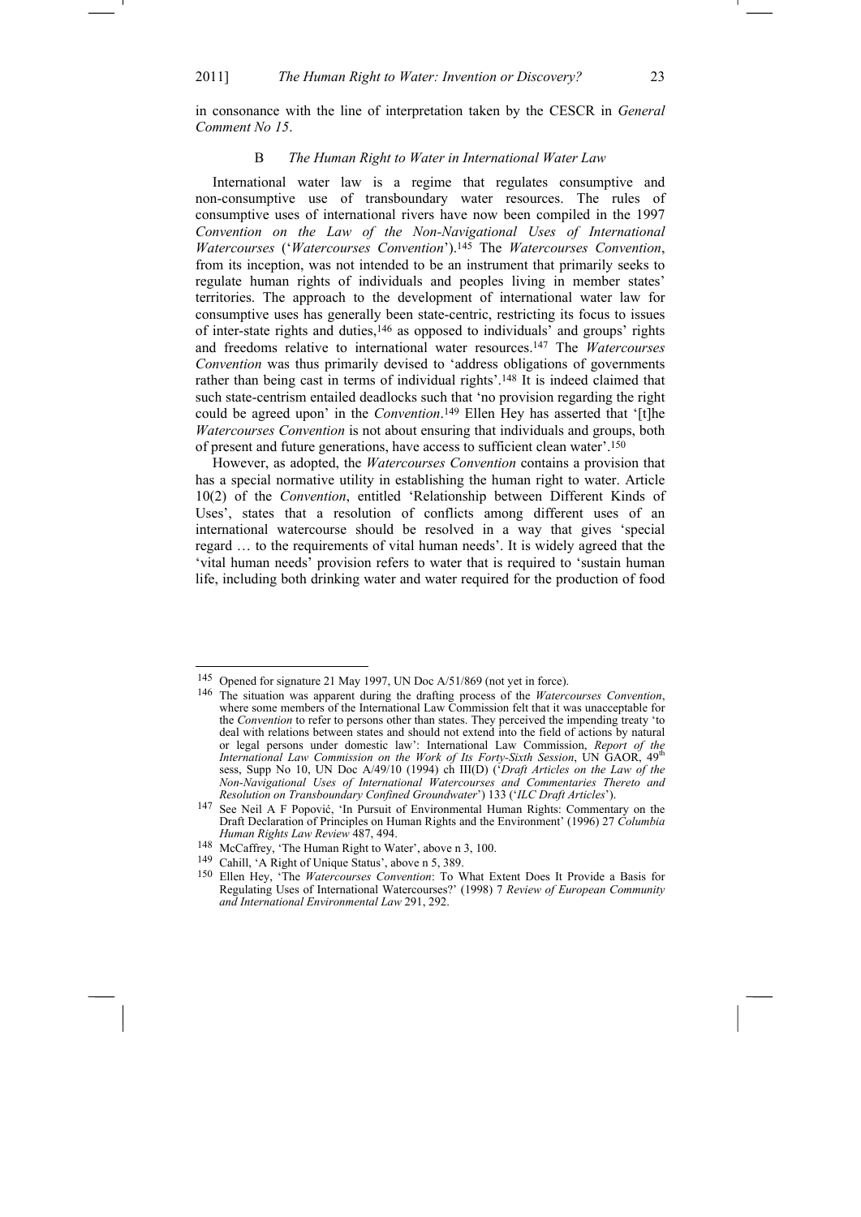in consonance with the line of interpretation taken by the CESCR in *General Comment No 15*.

### B *The Human Right to Water in International Water Law*

International water law is a regime that regulates consumptive and non-consumptive use of transboundary water resources. The rules of consumptive uses of international rivers have now been compiled in the 1997 *Convention on the Law of the Non-Navigational Uses of International Watercourses* ('*Watercourses Convention*').[145] The *Watercourses Convention*, from its inception, was not intended to be an instrument that primarily seeks to regulate human rights of individuals and peoples living in member states' territories. The approach to the development of international water law for consumptive uses has generally been state-centric, restricting its focus to issues of inter-state rights and duties,[146] as opposed to individuals' and groups' rights and freedoms relative to international water resources.[147] The *Watercourses Convention* was thus primarily devised to 'address obligations of governments rather than being cast in terms of individual rights'.[148] It is indeed claimed that such state-centrism entailed deadlocks such that 'no provision regarding the right could be agreed upon' in the *Convention*.[149] Ellen Hey has asserted that '[t]he *Watercourses Convention* is not about ensuring that individuals and groups, both of present and future generations, have access to sufficient clean water'.[150]

However, as adopted, the *Watercourses Convention* contains a provision that has a special normative utility in establishing the human right to water. Article 10(2) of the *Convention*, entitled 'Relationship between Different Kinds of Uses', states that a resolution of conflicts among different uses of an international watercourse should be resolved in a way that gives 'special regard … to the requirements of vital human needs'. It is widely agreed that the 'vital human needs' provision refers to water that is required to 'sustain human life, including both drinking water and water required for the production of food

---

145 Opened for signature 21 May 1997, UN Doc A/51/869 (not yet in force).

146 The situation was apparent during the drafting process of the *Watercourses Convention*, where some members of the International Law Commission felt that it was unacceptable for the *Convention* to refer to persons other than states. They perceived the impending treaty 'to deal with relations between states and should not extend into the field of actions by natural or legal persons under domestic law': International Law Commission, *Report of the International Law Commission on the Work of Its Forty-Sixth Session*, UN GAOR, 49th sess, Supp No 10, UN Doc A/49/10 (1994) ch III(D) ('*Draft Articles on the Law of the Non-Navigational Uses of International Watercourses and Commentaries Thereto and Resolution on Transboundary Confined Groundwater*') 133 ('*ILC Draft Articles*').

147 See Neil A F Popović, 'In Pursuit of Environmental Human Rights: Commentary on the Draft Declaration of Principles on Human Rights and the Environment' (1996) 27 *Columbia Human Rights Law Review* 487, 494.

148 McCaffrey, 'The Human Right to Water', above n 3, 100.

149 Cahill, 'A Right of Unique Status', above n 5, 389.

150 Ellen Hey, 'The *Watercourses Convention*: To What Extent Does It Provide a Basis for Regulating Uses of International Watercourses?' (1998) 7 *Review of European Community and International Environmental Law* 291, 292.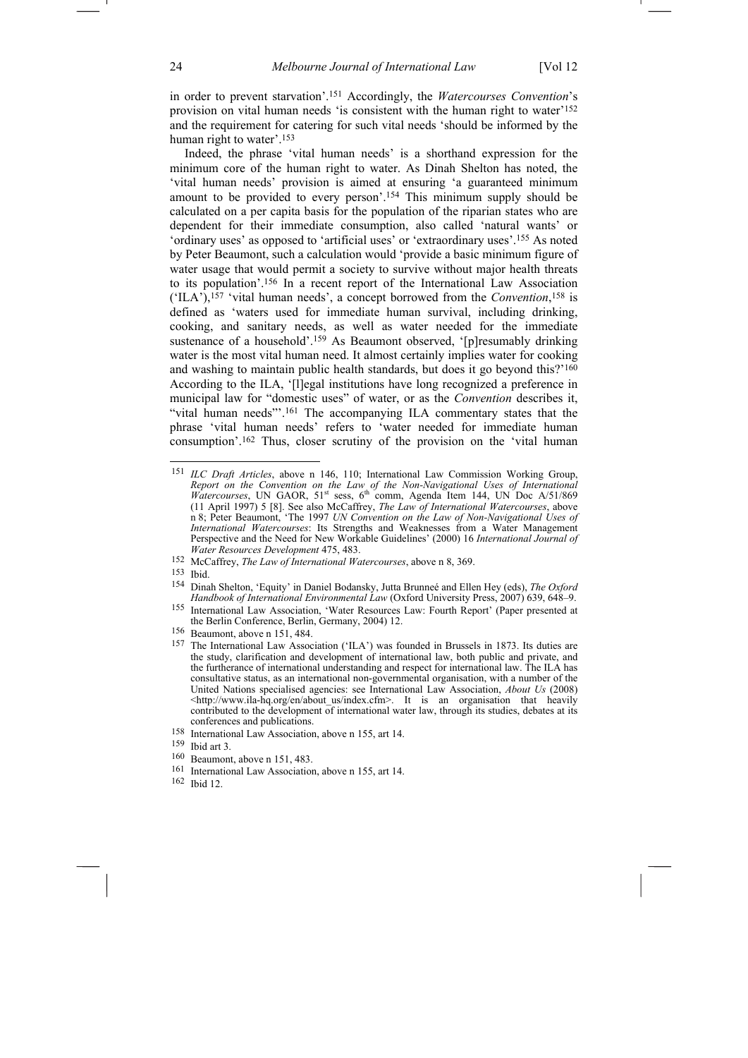in order to prevent starvation'.[151] Accordingly, the *Watercourses Convention*'s provision on vital human needs 'is consistent with the human right to water'[152] and the requirement for catering for such vital needs 'should be informed by the human right to water'.[153]

Indeed, the phrase 'vital human needs' is a shorthand expression for the minimum core of the human right to water. As Dinah Shelton has noted, the 'vital human needs' provision is aimed at ensuring 'a guaranteed minimum amount to be provided to every person'.[154] This minimum supply should be calculated on a per capita basis for the population of the riparian states who are dependent for their immediate consumption, also called 'natural wants' or 'ordinary uses' as opposed to 'artificial uses' or 'extraordinary uses'.[155] As noted by Peter Beaumont, such a calculation would 'provide a basic minimum figure of water usage that would permit a society to survive without major health threats to its population'.[156] In a recent report of the International Law Association ('ILA'),[157] 'vital human needs', a concept borrowed from the *Convention*,[158] is defined as 'waters used for immediate human survival, including drinking, cooking, and sanitary needs, as well as water needed for the immediate sustenance of a household'.[159] As Beaumont observed, '[p]resumably drinking water is the most vital human need. It almost certainly implies water for cooking and washing to maintain public health standards, but does it go beyond this?'[160] According to the ILA, '[l]egal institutions have long recognized a preference in municipal law for "domestic uses" of water, or as the *Convention* describes it, "vital human needs"'.[161] The accompanying ILA commentary states that the phrase 'vital human needs' refers to 'water needed for immediate human consumption'.[162] Thus, closer scrutiny of the provision on the 'vital human

---

[151] *ILC Draft Articles*, above n 146, 110; International Law Commission Working Group, *Report on the Convention on the Law of the Non-Navigational Uses of International Watercourses*, UN GAOR, 51st sess, 6th comm, Agenda Item 144, UN Doc A/51/869 (11 April 1997) 5 [8]. See also McCaffrey, *The Law of International Watercourses*, above n 8; Peter Beaumont, 'The 1997 *UN Convention on the Law of Non-Navigational Uses of International Watercourses*: Its Strengths and Weaknesses from a Water Management Perspective and the Need for New Workable Guidelines' (2000) 16 *International Journal of Water Resources Development* 475, 483.

[152] McCaffrey, *The Law of International Watercourses*, above n 8, 369.

[153] Ibid.

[154] Dinah Shelton, 'Equity' in Daniel Bodansky, Jutta Brunneé and Ellen Hey (eds), *The Oxford Handbook of International Environmental Law* (Oxford University Press, 2007) 639, 648–9.

[155] International Law Association, 'Water Resources Law: Fourth Report' (Paper presented at the Berlin Conference, Berlin, Germany, 2004) 12.

[156] Beaumont, above n 151, 484.

[157] The International Law Association ('ILA') was founded in Brussels in 1873. Its duties are the study, clarification and development of international law, both public and private, and the furtherance of international understanding and respect for international law. The ILA has consultative status, as an international non-governmental organisation, with a number of the United Nations specialised agencies: see International Law Association, *About Us* (2008) <http://www.ila-hq.org/en/about_us/index.cfm>. It is an organisation that heavily contributed to the development of international water law, through its studies, debates at its conferences and publications.

[158] International Law Association, above n 155, art 14.

[159] Ibid art 3.

[160] Beaumont, above n 151, 483.

[161] International Law Association, above n 155, art 14.

[162] Ibid 12.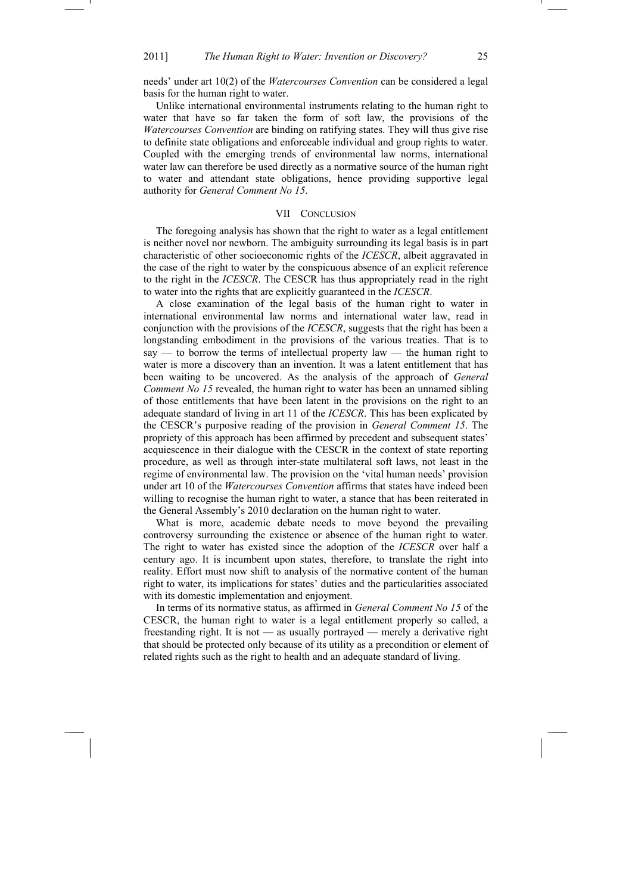needs' under art 10(2) of the *Watercourses Convention* can be considered a legal basis for the human right to water.

Unlike international environmental instruments relating to the human right to water that have so far taken the form of soft law, the provisions of the *Watercourses Convention* are binding on ratifying states. They will thus give rise to definite state obligations and enforceable individual and group rights to water. Coupled with the emerging trends of environmental law norms, international water law can therefore be used directly as a normative source of the human right to water and attendant state obligations, hence providing supportive legal authority for *General Comment No 15*.

## VII Conclusion

The foregoing analysis has shown that the right to water as a legal entitlement is neither novel nor newborn. The ambiguity surrounding its legal basis is in part characteristic of other socioeconomic rights of the *ICESCR*, albeit aggravated in the case of the right to water by the conspicuous absence of an explicit reference to the right in the *ICESCR*. The CESCR has thus appropriately read in the right to water into the rights that are explicitly guaranteed in the *ICESCR*.

A close examination of the legal basis of the human right to water in international environmental law norms and international water law, read in conjunction with the provisions of the *ICESCR*, suggests that the right has been a longstanding embodiment in the provisions of the various treaties. That is to say — to borrow the terms of intellectual property law — the human right to water is more a discovery than an invention. It was a latent entitlement that has been waiting to be uncovered. As the analysis of the approach of *General Comment No 15* revealed, the human right to water has been an unnamed sibling of those entitlements that have been latent in the provisions on the right to an adequate standard of living in art 11 of the *ICESCR*. This has been explicated by the CESCR's purposive reading of the provision in *General Comment 15*. The propriety of this approach has been affirmed by precedent and subsequent states' acquiescence in their dialogue with the CESCR in the context of state reporting procedure, as well as through inter-state multilateral soft laws, not least in the regime of environmental law. The provision on the 'vital human needs' provision under art 10 of the *Watercourses Convention* affirms that states have indeed been willing to recognise the human right to water, a stance that has been reiterated in the General Assembly's 2010 declaration on the human right to water.

What is more, academic debate needs to move beyond the prevailing controversy surrounding the existence or absence of the human right to water. The right to water has existed since the adoption of the *ICESCR* over half a century ago. It is incumbent upon states, therefore, to translate the right into reality. Effort must now shift to analysis of the normative content of the human right to water, its implications for states' duties and the particularities associated with its domestic implementation and enjoyment.

In terms of its normative status, as affirmed in *General Comment No 15* of the CESCR, the human right to water is a legal entitlement properly so called, a freestanding right. It is not — as usually portrayed — merely a derivative right that should be protected only because of its utility as a precondition or element of related rights such as the right to health and an adequate standard of living.